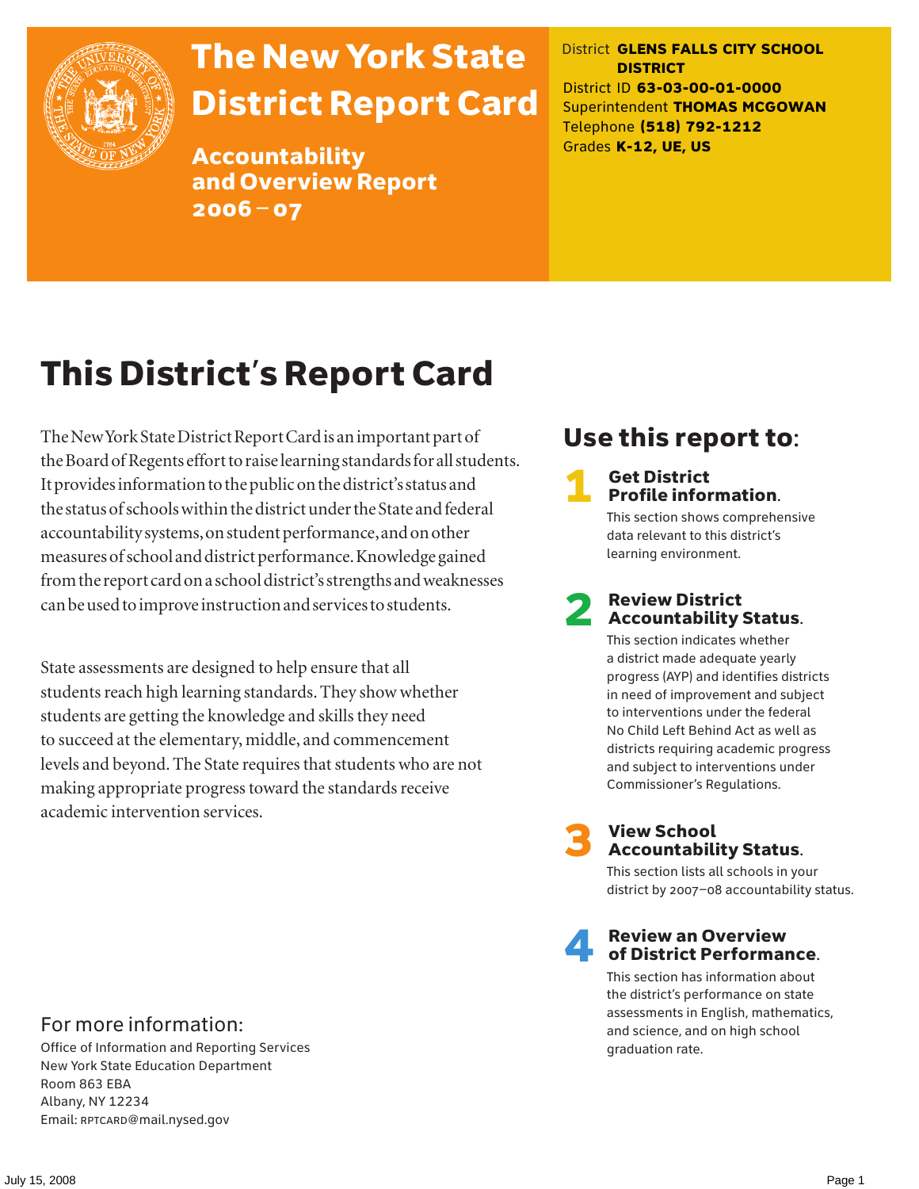# The New York State District Report Card

## Accountability and Overview Report 2006 – 07

District **GLENS FALLS CITY SCHOOL DISTRICT**
District ID **63-03-00-01-0000**
Superintendent **THOMAS MCGOWAN**
Telephone **(518) 792-1212**
Grades **K-12, UE, US**

# This District's Report Card

The New York State District Report Card is an important part of the Board of Regents effort to raise learning standards for all students. It provides information to the public on the district's status and the status of schools within the district under the State and federal accountability systems, on student performance, and on other measures of school and district performance. Knowledge gained from the report card on a school district's strengths and weaknesses can be used to improve instruction and services to students.

State assessments are designed to help ensure that all students reach high learning standards. They show whether students are getting the knowledge and skills they need to succeed at the elementary, middle, and commencement levels and beyond. The State requires that students who are not making appropriate progress toward the standards receive academic intervention services.

## Use this report to:

1. **Get District Profile information.**
   This section shows comprehensive data relevant to this district's learning environment.

2. **Review District Accountability Status.**
   This section indicates whether a district made adequate yearly progress (AYP) and identifies districts in need of improvement and subject to interventions under the federal No Child Left Behind Act as well as districts requiring academic progress and subject to interventions under Commissioner's Regulations.

3. **View School Accountability Status.**
   This section lists all schools in your district by 2007–08 accountability status.

4. **Review an Overview of District Performance.**
   This section has information about the district's performance on state assessments in English, mathematics, and science, and on high school graduation rate.

For more information:
Office of Information and Reporting Services
New York State Education Department
Room 863 EBA
Albany, NY 12234
Email: RPTCARD@mail.nysed.gov

July 15, 2008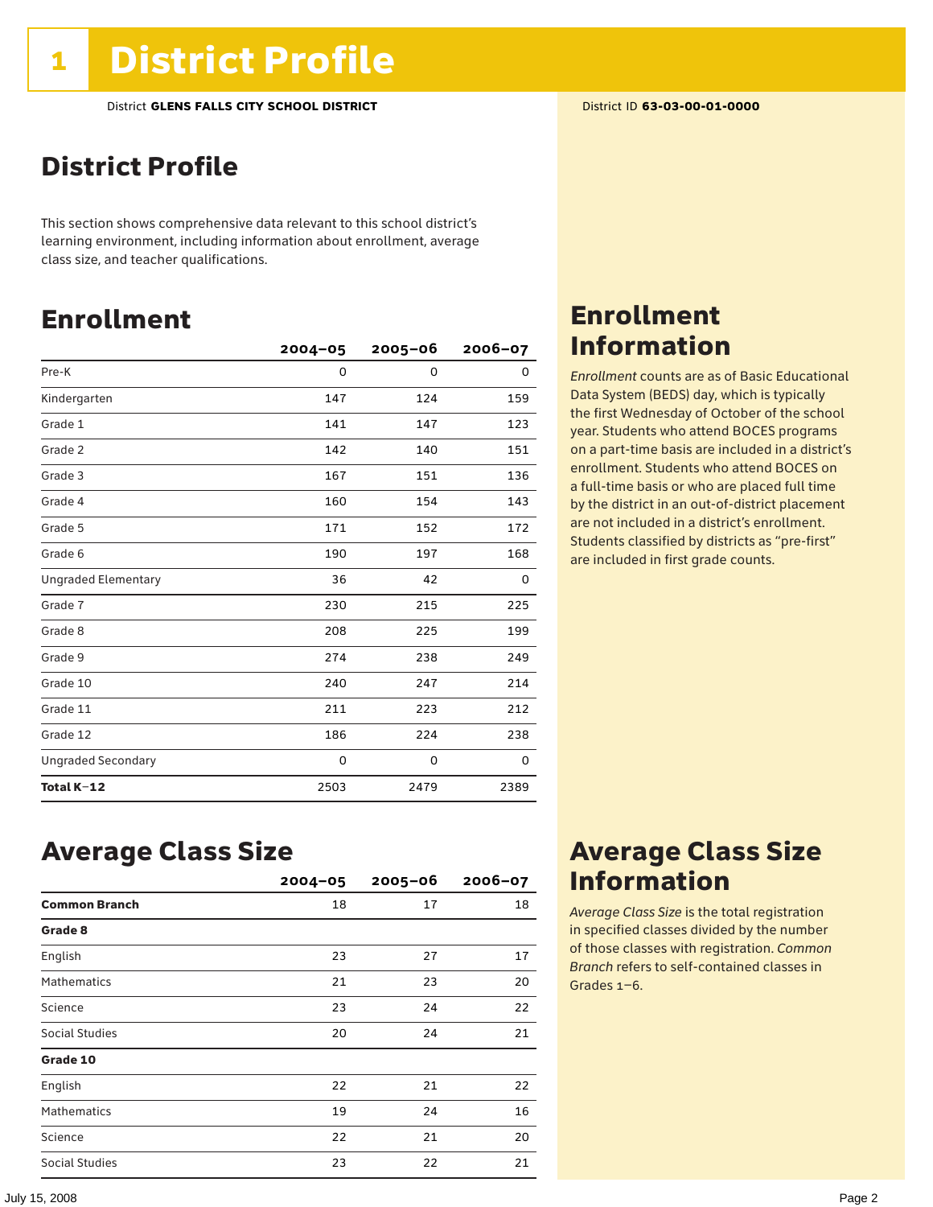# 1 District Profile

District **GLENS FALLS CITY SCHOOL DISTRICT** District ID **63-03-00-01-0000**

## District Profile

This section shows comprehensive data relevant to this school district's learning environment, including information about enrollment, average class size, and teacher qualifications.

## Enrollment

| | 2004–05 | 2005–06 | 2006–07 |
|---|---|---|---|
| Pre-K | 0 | 0 | 0 |
| Kindergarten | 147 | 124 | 159 |
| Grade 1 | 141 | 147 | 123 |
| Grade 2 | 142 | 140 | 151 |
| Grade 3 | 167 | 151 | 136 |
| Grade 4 | 160 | 154 | 143 |
| Grade 5 | 171 | 152 | 172 |
| Grade 6 | 190 | 197 | 168 |
| Ungraded Elementary | 36 | 42 | 0 |
| Grade 7 | 230 | 215 | 225 |
| Grade 8 | 208 | 225 | 199 |
| Grade 9 | 274 | 238 | 249 |
| Grade 10 | 240 | 247 | 214 |
| Grade 11 | 211 | 223 | 212 |
| Grade 12 | 186 | 224 | 238 |
| Ungraded Secondary | 0 | 0 | 0 |
| **Total K–12** | 2503 | 2479 | 2389 |

## Enrollment Information

*Enrollment* counts are as of Basic Educational Data System (BEDS) day, which is typically the first Wednesday of October of the school year. Students who attend BOCES programs on a part-time basis are included in a district's enrollment. Students who attend BOCES on a full-time basis or who are placed full time by the district in an out-of-district placement are not included in a district's enrollment. Students classified by districts as "pre-first" are included in first grade counts.

## Average Class Size

| | 2004–05 | 2005–06 | 2006–07 |
|---|---|---|---|
| **Common Branch** | 18 | 17 | 18 |
| **Grade 8** | | | |
| English | 23 | 27 | 17 |
| Mathematics | 21 | 23 | 20 |
| Science | 23 | 24 | 22 |
| Social Studies | 20 | 24 | 21 |
| **Grade 10** | | | |
| English | 22 | 21 | 22 |
| Mathematics | 19 | 24 | 16 |
| Science | 22 | 21 | 20 |
| Social Studies | 23 | 22 | 21 |

## Average Class Size Information

*Average Class Size* is the total registration in specified classes divided by the number of those classes with registration. *Common Branch* refers to self-contained classes in Grades 1–6.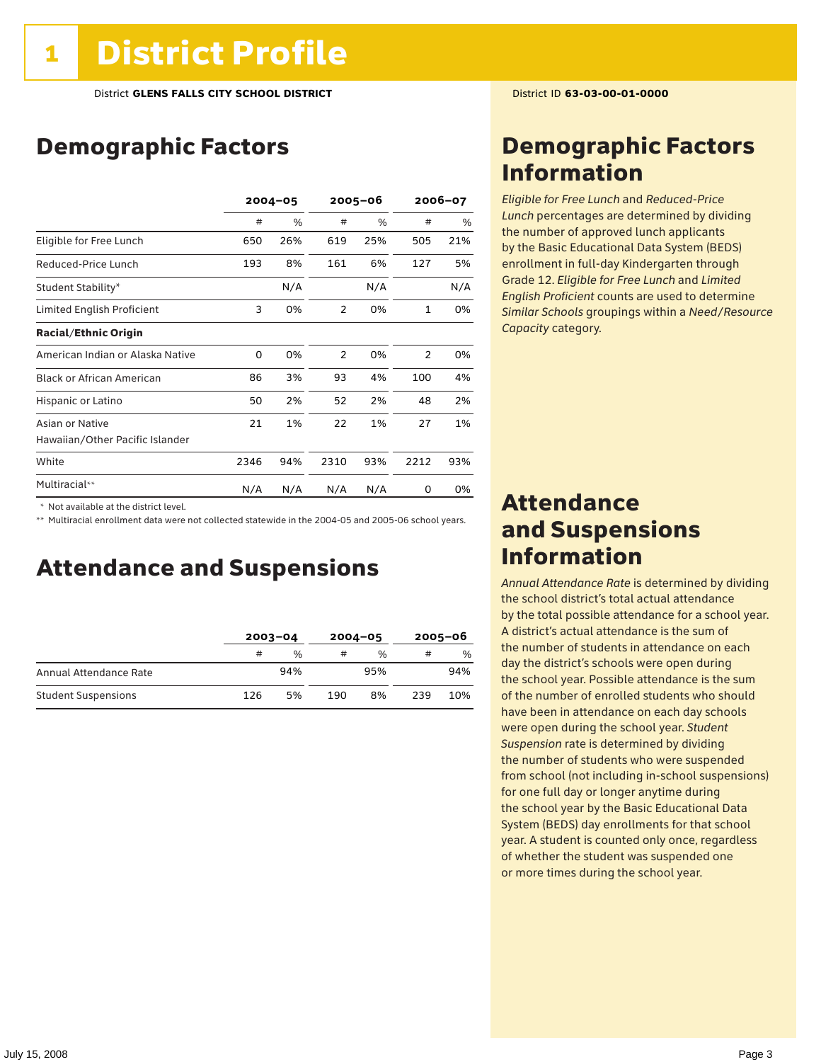# 1 District Profile

District **GLENS FALLS CITY SCHOOL DISTRICT**

District ID **63-03-00-01-0000**

## Demographic Factors

| | 2004–05 | | 2005–06 | | 2006–07 | |
|---|---|---|---|---|---|---|
| | # | % | # | % | # | % |
| Eligible for Free Lunch | 650 | 26% | 619 | 25% | 505 | 21% |
| Reduced-Price Lunch | 193 | 8% | 161 | 6% | 127 | 5% |
| Student Stability* | | N/A | | N/A | | N/A |
| Limited English Proficient | 3 | 0% | 2 | 0% | 1 | 0% |
| **Racial/Ethnic Origin** | | | | | | |
| American Indian or Alaska Native | 0 | 0% | 2 | 0% | 2 | 0% |
| Black or African American | 86 | 3% | 93 | 4% | 100 | 4% |
| Hispanic or Latino | 50 | 2% | 52 | 2% | 48 | 2% |
| Asian or Native Hawaiian/Other Pacific Islander | 21 | 1% | 22 | 1% | 27 | 1% |
| White | 2346 | 94% | 2310 | 93% | 2212 | 93% |
| Multiracial** | N/A | N/A | N/A | N/A | 0 | 0% |

\* Not available at the district level.

\*\* Multiracial enrollment data were not collected statewide in the 2004-05 and 2005-06 school years.

## Attendance and Suspensions

| | 2003–04 | | 2004–05 | | 2005–06 | |
|---|---|---|---|---|---|---|
| | # | % | # | % | # | % |
| Annual Attendance Rate | | 94% | | 95% | | 94% |
| Student Suspensions | 126 | 5% | 190 | 8% | 239 | 10% |

## Demographic Factors Information

*Eligible for Free Lunch* and *Reduced-Price Lunch* percentages are determined by dividing the number of approved lunch applicants by the Basic Educational Data System (BEDS) enrollment in full-day Kindergarten through Grade 12. *Eligible for Free Lunch* and *Limited English Proficient* counts are used to determine *Similar Schools* groupings within a *Need/Resource Capacity* category.

## Attendance and Suspensions Information

*Annual Attendance Rate* is determined by dividing the school district's total actual attendance by the total possible attendance for a school year. A district's actual attendance is the sum of the number of students in attendance on each day the district's schools were open during the school year. Possible attendance is the sum of the number of enrolled students who should have been in attendance on each day schools were open during the school year. *Student Suspension* rate is determined by dividing the number of students who were suspended from school (not including in-school suspensions) for one full day or longer anytime during the school year by the Basic Educational Data System (BEDS) day enrollments for that school year. A student is counted only once, regardless of whether the student was suspended one or more times during the school year.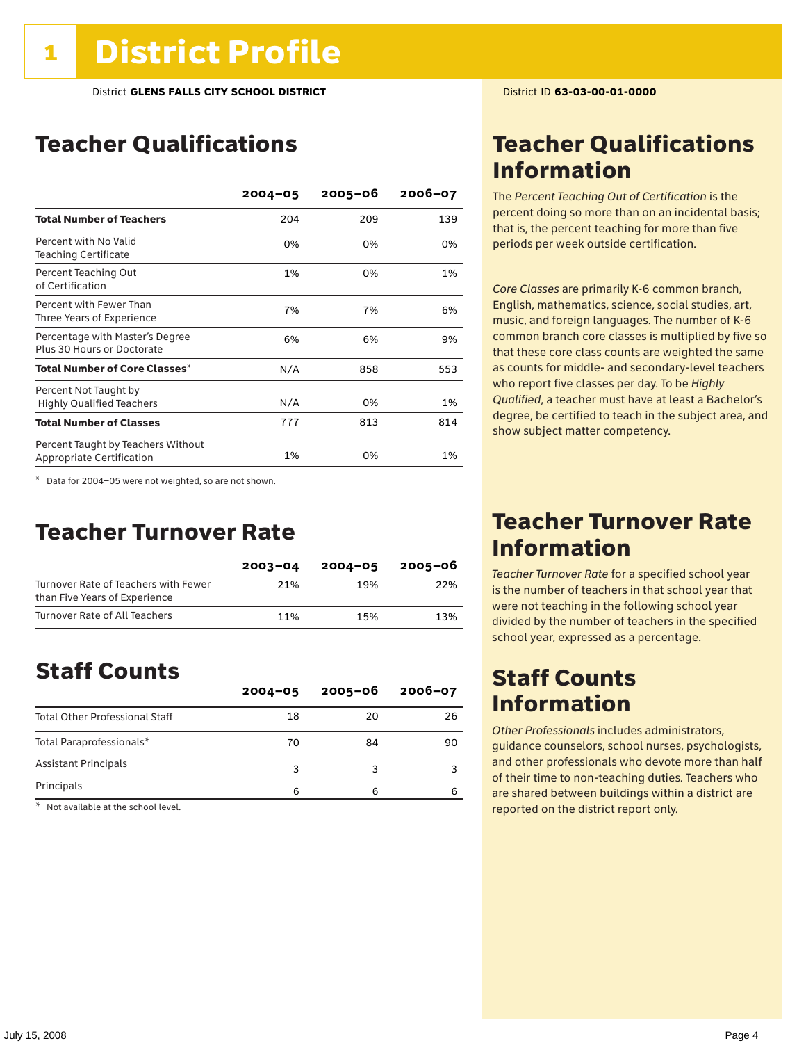# 1 District Profile

District **GLENS FALLS CITY SCHOOL DISTRICT**

District ID **63-03-00-01-0000**

## Teacher Qualifications

| | 2004–05 | 2005–06 | 2006–07 |
|---|---|---|---|
| **Total Number of Teachers** | 204 | 209 | 139 |
| Percent with No Valid Teaching Certificate | 0% | 0% | 0% |
| Percent Teaching Out of Certification | 1% | 0% | 1% |
| Percent with Fewer Than Three Years of Experience | 7% | 7% | 6% |
| Percentage with Master's Degree Plus 30 Hours or Doctorate | 6% | 6% | 9% |
| **Total Number of Core Classes*** | N/A | 858 | 553 |
| Percent Not Taught by Highly Qualified Teachers | N/A | 0% | 1% |
| **Total Number of Classes** | 777 | 813 | 814 |
| Percent Taught by Teachers Without Appropriate Certification | 1% | 0% | 1% |

* Data for 2004–05 were not weighted, so are not shown.

## Teacher Qualifications Information

The *Percent Teaching Out of Certification* is the percent doing so more than on an incidental basis; that is, the percent teaching for more than five periods per week outside certification.

*Core Classes* are primarily K-6 common branch, English, mathematics, science, social studies, art, music, and foreign languages. The number of K-6 common branch core classes is multiplied by five so that these core class counts are weighted the same as counts for middle- and secondary-level teachers who report five classes per day. To be *Highly Qualified*, a teacher must have at least a Bachelor's degree, be certified to teach in the subject area, and show subject matter competency.

## Teacher Turnover Rate

| | 2003–04 | 2004–05 | 2005–06 |
|---|---|---|---|
| Turnover Rate of Teachers with Fewer than Five Years of Experience | 21% | 19% | 22% |
| Turnover Rate of All Teachers | 11% | 15% | 13% |

## Teacher Turnover Rate Information

*Teacher Turnover Rate* for a specified school year is the number of teachers in that school year that were not teaching in the following school year divided by the number of teachers in the specified school year, expressed as a percentage.

## Staff Counts

| | 2004–05 | 2005–06 | 2006–07 |
|---|---|---|---|
| Total Other Professional Staff | 18 | 20 | 26 |
| Total Paraprofessionals* | 70 | 84 | 90 |
| Assistant Principals | 3 | 3 | 3 |
| Principals | 6 | 6 | 6 |

* Not available at the school level.

## Staff Counts Information

*Other Professionals* includes administrators, guidance counselors, school nurses, psychologists, and other professionals who devote more than half of their time to non-teaching duties. Teachers who are shared between buildings within a district are reported on the district report only.

July 15, 2008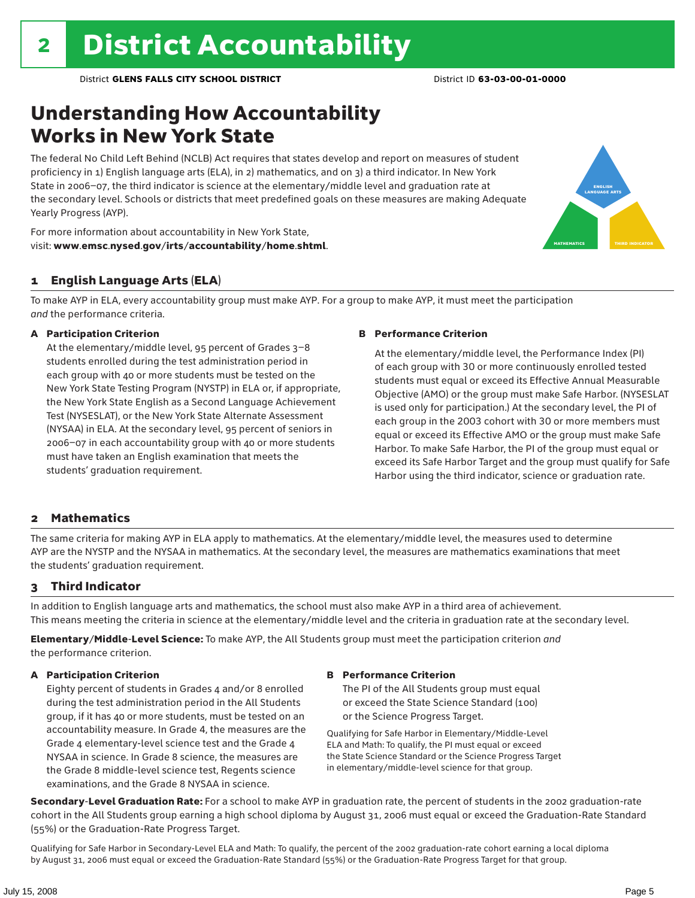# 2 District Accountability

District **GLENS FALLS CITY SCHOOL DISTRICT** District ID **63-03-00-01-0000**

## Understanding How Accountability Works in New York State

The federal No Child Left Behind (NCLB) Act requires that states develop and report on measures of student proficiency in 1) English language arts (ELA), in 2) mathematics, and on 3) a third indicator. In New York State in 2006–07, the third indicator is science at the elementary/middle level and graduation rate at the secondary level. Schools or districts that meet predefined goals on these measures are making Adequate Yearly Progress (AYP).

For more information about accountability in New York State, visit: **www.emsc.nysed.gov/irts/accountability/home.shtml**.

### 1 English Language Arts (ELA)

To make AYP in ELA, every accountability group must make AYP. For a group to make AYP, it must meet the participation *and* the performance criteria.

**A Participation Criterion**

At the elementary/middle level, 95 percent of Grades 3–8 students enrolled during the test administration period in each group with 40 or more students must be tested on the New York State Testing Program (NYSTP) in ELA or, if appropriate, the New York State English as a Second Language Achievement Test (NYSESLAT), or the New York State Alternate Assessment (NYSAA) in ELA. At the secondary level, 95 percent of seniors in 2006–07 in each accountability group with 40 or more students must have taken an English examination that meets the students' graduation requirement.

**B Performance Criterion**

At the elementary/middle level, the Performance Index (PI) of each group with 30 or more continuously enrolled tested students must equal or exceed its Effective Annual Measurable Objective (AMO) or the group must make Safe Harbor. (NYSESLAT is used only for participation.) At the secondary level, the PI of each group in the 2003 cohort with 30 or more members must equal or exceed its Effective AMO or the group must make Safe Harbor. To make Safe Harbor, the PI of the group must equal or exceed its Safe Harbor Target and the group must qualify for Safe Harbor using the third indicator, science or graduation rate.

### 2 Mathematics

The same criteria for making AYP in ELA apply to mathematics. At the elementary/middle level, the measures used to determine AYP are the NYSTP and the NYSAA in mathematics. At the secondary level, the measures are mathematics examinations that meet the students' graduation requirement.

### 3 Third Indicator

In addition to English language arts and mathematics, the school must also make AYP in a third area of achievement. This means meeting the criteria in science at the elementary/middle level and the criteria in graduation rate at the secondary level.

**Elementary/Middle-Level Science:** To make AYP, the All Students group must meet the participation criterion *and* the performance criterion.

**A Participation Criterion**

Eighty percent of students in Grades 4 and/or 8 enrolled during the test administration period in the All Students group, if it has 40 or more students, must be tested on an accountability measure. In Grade 4, the measures are the Grade 4 elementary-level science test and the Grade 4 NYSAA in science. In Grade 8 science, the measures are the Grade 8 middle-level science test, Regents science examinations, and the Grade 8 NYSAA in science.

**B Performance Criterion**

The PI of the All Students group must equal or exceed the State Science Standard (100) or the Science Progress Target.

Qualifying for Safe Harbor in Elementary/Middle-Level ELA and Math: To qualify, the PI must equal or exceed the State Science Standard or the Science Progress Target in elementary/middle-level science for that group.

**Secondary-Level Graduation Rate:** For a school to make AYP in graduation rate, the percent of students in the 2002 graduation-rate cohort in the All Students group earning a high school diploma by August 31, 2006 must equal or exceed the Graduation-Rate Standard (55%) or the Graduation-Rate Progress Target.

Qualifying for Safe Harbor in Secondary-Level ELA and Math: To qualify, the percent of the 2002 graduation-rate cohort earning a local diploma by August 31, 2006 must equal or exceed the Graduation-Rate Standard (55%) or the Graduation-Rate Progress Target for that group.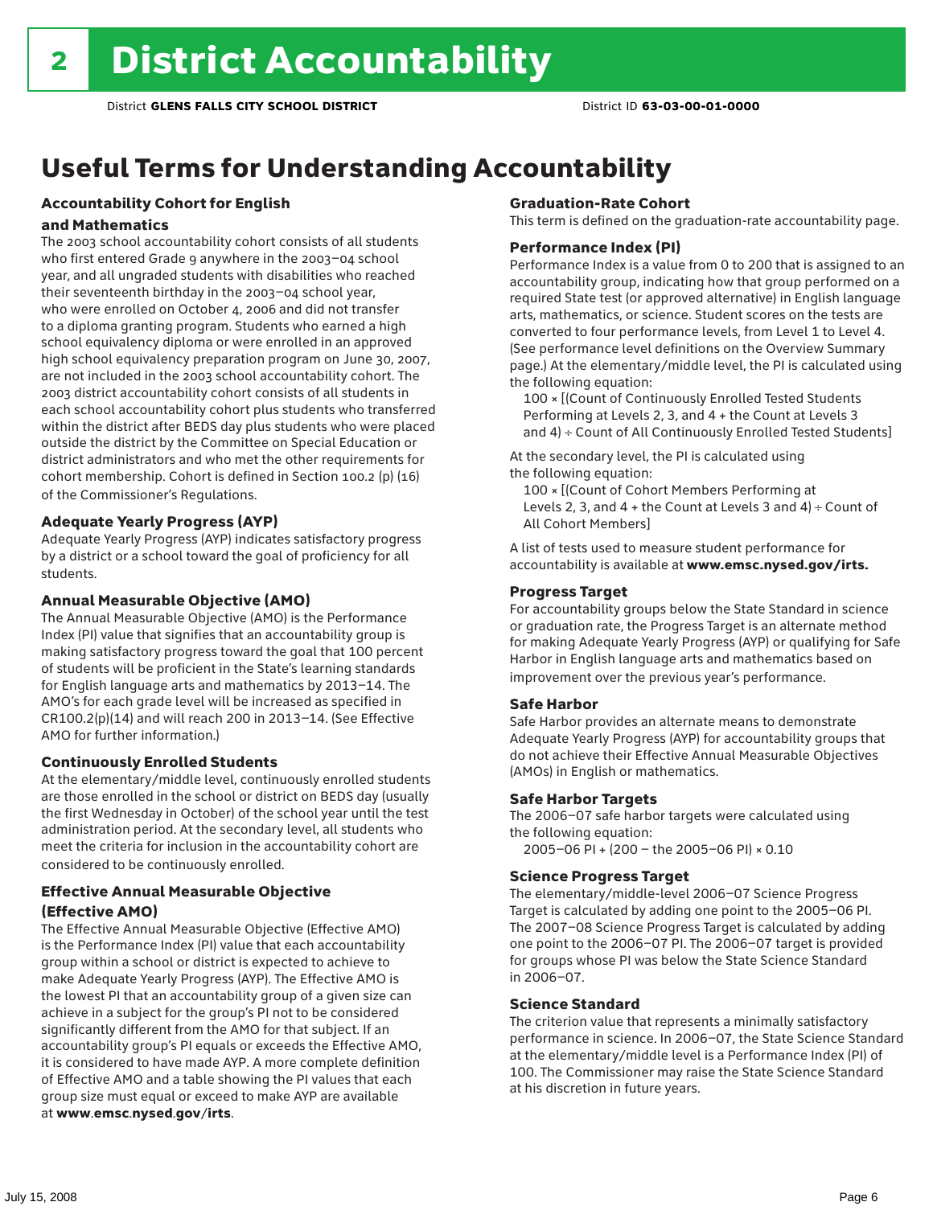# 2 District Accountability

District **GLENS FALLS CITY SCHOOL DISTRICT** District ID **63-03-00-01-0000**

## Useful Terms for Understanding Accountability

### Accountability Cohort for English and Mathematics

The 2003 school accountability cohort consists of all students who first entered Grade 9 anywhere in the 2003–04 school year, and all ungraded students with disabilities who reached their seventeenth birthday in the 2003–04 school year, who were enrolled on October 4, 2006 and did not transfer to a diploma granting program. Students who earned a high school equivalency diploma or were enrolled in an approved high school equivalency preparation program on June 30, 2007, are not included in the 2003 school accountability cohort. The 2003 district accountability cohort consists of all students in each school accountability cohort plus students who transferred within the district after BEDS day plus students who were placed outside the district by the Committee on Special Education or district administrators and who met the other requirements for cohort membership. Cohort is defined in Section 100.2 (p) (16) of the Commissioner's Regulations.

### Adequate Yearly Progress (AYP)

Adequate Yearly Progress (AYP) indicates satisfactory progress by a district or a school toward the goal of proficiency for all students.

### Annual Measurable Objective (AMO)

The Annual Measurable Objective (AMO) is the Performance Index (PI) value that signifies that an accountability group is making satisfactory progress toward the goal that 100 percent of students will be proficient in the State's learning standards for English language arts and mathematics by 2013–14. The AMO's for each grade level will be increased as specified in CR100.2(p)(14) and will reach 200 in 2013–14. (See Effective AMO for further information.)

### Continuously Enrolled Students

At the elementary/middle level, continuously enrolled students are those enrolled in the school or district on BEDS day (usually the first Wednesday in October) of the school year until the test administration period. At the secondary level, all students who meet the criteria for inclusion in the accountability cohort are considered to be continuously enrolled.

### Effective Annual Measurable Objective (Effective AMO)

The Effective Annual Measurable Objective (Effective AMO) is the Performance Index (PI) value that each accountability group within a school or district is expected to achieve to make Adequate Yearly Progress (AYP). The Effective AMO is the lowest PI that an accountability group of a given size can achieve in a subject for the group's PI not to be considered significantly different from the AMO for that subject. If an accountability group's PI equals or exceeds the Effective AMO, it is considered to have made AYP. A more complete definition of Effective AMO and a table showing the PI values that each group size must equal or exceed to make AYP are available at **www.emsc.nysed.gov/irts**.

### Graduation-Rate Cohort

This term is defined on the graduation-rate accountability page.

### Performance Index (PI)

Performance Index is a value from 0 to 200 that is assigned to an accountability group, indicating how that group performed on a required State test (or approved alternative) in English language arts, mathematics, or science. Student scores on the tests are converted to four performance levels, from Level 1 to Level 4. (See performance level definitions on the Overview Summary page.) At the elementary/middle level, the PI is calculated using the following equation:

100 × [(Count of Continuously Enrolled Tested Students Performing at Levels 2, 3, and 4 + the Count at Levels 3 and 4) ÷ Count of All Continuously Enrolled Tested Students]

At the secondary level, the PI is calculated using the following equation:

100 × [(Count of Cohort Members Performing at Levels 2, 3, and 4 + the Count at Levels 3 and 4) ÷ Count of All Cohort Members]

A list of tests used to measure student performance for accountability is available at **www.emsc.nysed.gov/irts.**

### Progress Target

For accountability groups below the State Standard in science or graduation rate, the Progress Target is an alternate method for making Adequate Yearly Progress (AYP) or qualifying for Safe Harbor in English language arts and mathematics based on improvement over the previous year's performance.

### Safe Harbor

Safe Harbor provides an alternate means to demonstrate Adequate Yearly Progress (AYP) for accountability groups that do not achieve their Effective Annual Measurable Objectives (AMOs) in English or mathematics.

### Safe Harbor Targets

The 2006–07 safe harbor targets were calculated using the following equation:

2005–06 PI + (200 – the 2005–06 PI) × 0.10

### Science Progress Target

The elementary/middle-level 2006–07 Science Progress Target is calculated by adding one point to the 2005–06 PI. The 2007–08 Science Progress Target is calculated by adding one point to the 2006–07 PI. The 2006–07 target is provided for groups whose PI was below the State Science Standard in 2006–07.

### Science Standard

The criterion value that represents a minimally satisfactory performance in science. In 2006–07, the State Science Standard at the elementary/middle level is a Performance Index (PI) of 100. The Commissioner may raise the State Science Standard at his discretion in future years.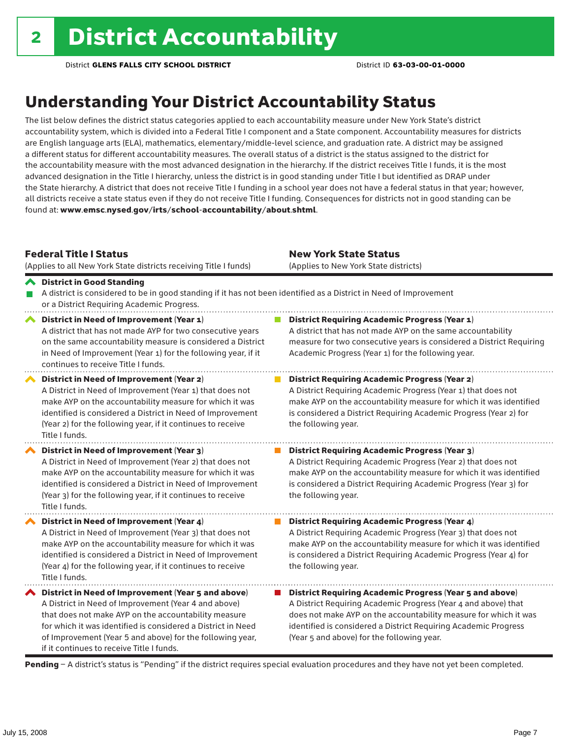# 2 District Accountability

District **GLENS FALLS CITY SCHOOL DISTRICT** District ID **63-03-00-01-0000**

## Understanding Your District Accountability Status

The list below defines the district status categories applied to each accountability measure under New York State's district accountability system, which is divided into a Federal Title I component and a State component. Accountability measures for districts are English language arts (ELA), mathematics, elementary/middle-level science, and graduation rate. A district may be assigned a different status for different accountability measures. The overall status of a district is the status assigned to the district for the accountability measure with the most advanced designation in the hierarchy. If the district receives Title I funds, it is the most advanced designation in the Title I hierarchy, unless the district is in good standing under Title I but identified as DRAP under the State hierarchy. A district that does not receive Title I funding in a school year does not have a federal status in that year; however, all districts receive a state status even if they do not receive Title I funding. Consequences for districts not in good standing can be found at: **www.emsc.nysed.gov/irts/school-accountability/about.shtml**.

| **Federal Title I Status** (Applies to all New York State districts receiving Title I funds) | **New York State Status** (Applies to New York State districts) |
|---|---|
| **District in Good Standing** A district is considered to be in good standing if it has not been identified as a District in Need of Improvement or a District Requiring Academic Progress. | |
| **District in Need of Improvement (Year 1)** A district that has not made AYP for two consecutive years on the same accountability measure is considered a District in Need of Improvement (Year 1) for the following year, if it continues to receive Title I funds. | **District Requiring Academic Progress (Year 1)** A district that has not made AYP on the same accountability measure for two consecutive years is considered a District Requiring Academic Progress (Year 1) for the following year. |
| **District in Need of Improvement (Year 2)** A District in Need of Improvement (Year 1) that does not make AYP on the accountability measure for which it was identified is considered a District in Need of Improvement (Year 2) for the following year, if it continues to receive Title I funds. | **District Requiring Academic Progress (Year 2)** A District Requiring Academic Progress (Year 1) that does not make AYP on the accountability measure for which it was identified is considered a District Requiring Academic Progress (Year 2) for the following year. |
| **District in Need of Improvement (Year 3)** A District in Need of Improvement (Year 2) that does not make AYP on the accountability measure for which it was identified is considered a District in Need of Improvement (Year 3) for the following year, if it continues to receive Title I funds. | **District Requiring Academic Progress (Year 3)** A District Requiring Academic Progress (Year 2) that does not make AYP on the accountability measure for which it was identified is considered a District Requiring Academic Progress (Year 3) for the following year. |
| **District in Need of Improvement (Year 4)** A District in Need of Improvement (Year 3) that does not make AYP on the accountability measure for which it was identified is considered a District in Need of Improvement (Year 4) for the following year, if it continues to receive Title I funds. | **District Requiring Academic Progress (Year 4)** A District Requiring Academic Progress (Year 3) that does not make AYP on the accountability measure for which it was identified is considered a District Requiring Academic Progress (Year 4) for the following year. |
| **District in Need of Improvement (Year 5 and above)** A District in Need of Improvement (Year 4 and above) that does not make AYP on the accountability measure for which it was identified is considered a District in Need of Improvement (Year 5 and above) for the following year, if it continues to receive Title I funds. | **District Requiring Academic Progress (Year 5 and above)** A District Requiring Academic Progress (Year 4 and above) that does not make AYP on the accountability measure for which it was identified is considered a District Requiring Academic Progress (Year 5 and above) for the following year. |

**Pending** – A district's status is "Pending" if the district requires special evaluation procedures and they have not yet been completed.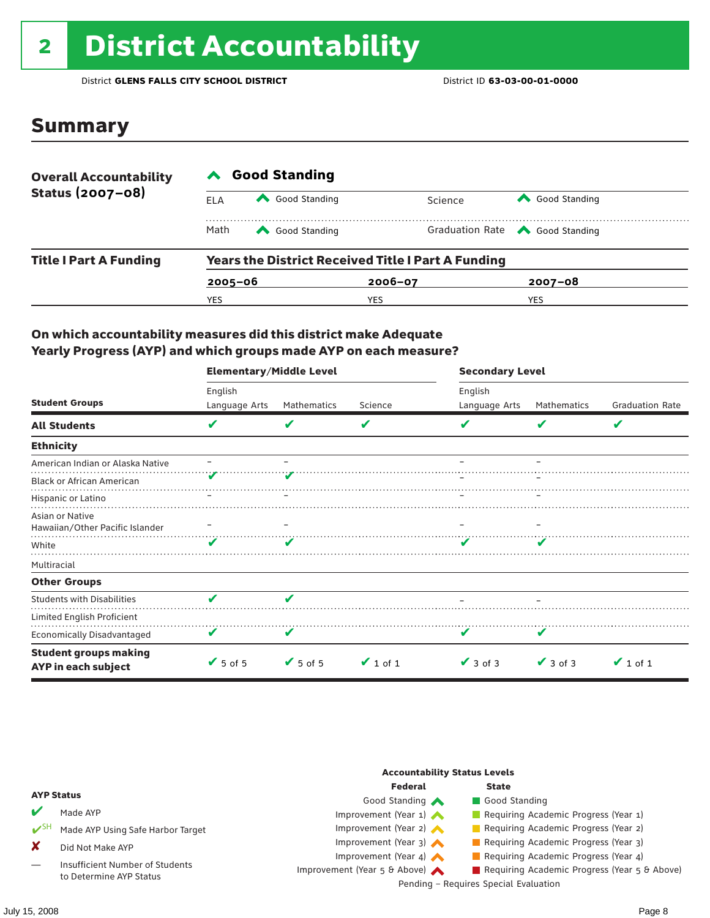# 2 District Accountability

District **GLENS FALLS CITY SCHOOL DISTRICT** District ID **63-03-00-01-0000**

## Summary

| **Overall Accountability Status (2007–08)** | **Good Standing** | | | |
|---|---|---|---|---|
| | ELA | Good Standing | Science | Good Standing |
| | Math | Good Standing | Graduation Rate | Good Standing |

| **Title I Part A Funding** | **Years the District Received Title I Part A Funding** | | |
|---|---|---|---|
| | **2005–06** | **2006–07** | **2007–08** |
| | YES | YES | YES |

**On which accountability measures did this district make Adequate Yearly Progress (AYP) and which groups made AYP on each measure?**

| Student Groups | Elementary/Middle Level: English Language Arts | Elementary/Middle Level: Mathematics | Elementary/Middle Level: Science | Secondary Level: English Language Arts | Secondary Level: Mathematics | Secondary Level: Graduation Rate |
|---|---|---|---|---|---|---|
| **All Students** | ✔ | ✔ | ✔ | ✔ | ✔ | ✔ |
| **Ethnicity** | | | | | | |
| American Indian or Alaska Native | – | – | | – | – | |
| Black or African American | ✔ | ✔ | | – | – | |
| Hispanic or Latino | – | – | | – | – | |
| Asian or Native Hawaiian/Other Pacific Islander | – | – | | – | – | |
| White | ✔ | ✔ | | ✔ | ✔ | |
| Multiracial | | | | | | |
| **Other Groups** | | | | | | |
| Students with Disabilities | ✔ | ✔ | | – | – | |
| Limited English Proficient | | | | | | |
| Economically Disadvantaged | ✔ | ✔ | | ✔ | ✔ | |
| **Student groups making AYP in each subject** | ✔ 5 of 5 | ✔ 5 of 5 | ✔ 1 of 1 | ✔ 3 of 3 | ✔ 3 of 3 | ✔ 1 of 1 |

**AYP Status**

- ✔ Made AYP
- ✔SH Made AYP Using Safe Harbor Target
- ✘ Did Not Make AYP
- — Insufficient Number of Students to Determine AYP Status

**Accountability Status Levels**

| Federal | State |
|---|---|
| Good Standing | Good Standing |
| Improvement (Year 1) | Requiring Academic Progress (Year 1) |
| Improvement (Year 2) | Requiring Academic Progress (Year 2) |
| Improvement (Year 3) | Requiring Academic Progress (Year 3) |
| Improvement (Year 4) | Requiring Academic Progress (Year 4) |
| Improvement (Year 5 & Above) | Requiring Academic Progress (Year 5 & Above) |

Pending – Requires Special Evaluation

July 15, 2008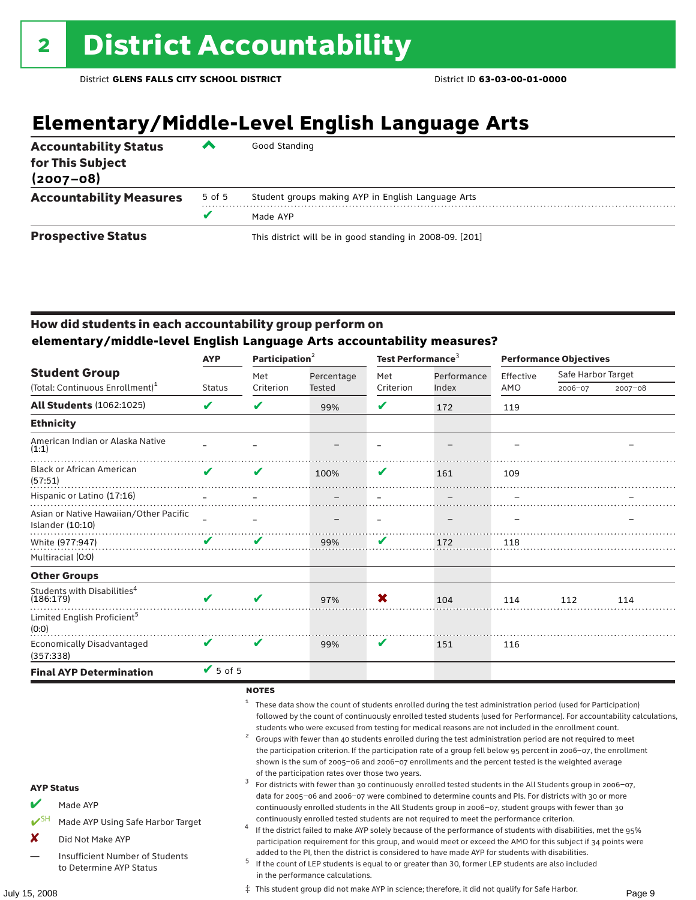# 2 District Accountability

District **GLENS FALLS CITY SCHOOL DISTRICT** District ID **63-03-00-01-0000**

## Elementary/Middle-Level English Language Arts

| | | |
|---|---|---|
| **Accountability Status for This Subject (2007–08)** | ^ | Good Standing |
| **Accountability Measures** | 5 of 5 | Student groups making AYP in English Language Arts |
| | ✔ | Made AYP |
| **Prospective Status** | | This district will be in good standing in 2008-09. [201] |

### How did students in each accountability group perform on elementary/middle-level English Language Arts accountability measures?

| Student Group (Total: Continuous Enrollment)[1] | AYP | Participation[2] | | Test Performance[3] | | Performance Objectives | | |
|---|---|---|---|---|---|---|---|---|
| | Status | Met Criterion | Percentage Tested | Met Criterion | Performance Index | Effective AMO | Safe Harbor Target 2006–07 | Safe Harbor Target 2007–08 |
| **All Students** (1062:1025) | ✔ | ✔ | 99% | ✔ | 172 | 119 | | |
| **Ethnicity** | | | | | | | | |
| American Indian or Alaska Native (1:1) | – | – | – | – | – | – | | – |
| Black or African American (57:51) | ✔ | ✔ | 100% | ✔ | 161 | 109 | | |
| Hispanic or Latino (17:16) | – | – | – | – | – | – | | – |
| Asian or Native Hawaiian/Other Pacific Islander (10:10) | – | – | – | – | – | – | | – |
| White (977:947) | ✔ | ✔ | 99% | ✔ | 172 | 118 | | |
| Multiracial (0:0) | | | | | | | | |
| **Other Groups** | | | | | | | | |
| Students with Disabilities[4] (186:179) | ✔ | ✔ | 97% | ✘ | 104 | 114 | 112 | 114 |
| Limited English Proficient[5] (0:0) | | | | | | | | |
| Economically Disadvantaged (357:338) | ✔ | ✔ | 99% | ✔ | 151 | 116 | | |
| **Final AYP Determination** | ✔ 5 of 5 | | | | | | | |

**AYP Status**

- ✔ Made AYP
- ✔SH Made AYP Using Safe Harbor Target
- ✘ Did Not Make AYP
- — Insufficient Number of Students to Determine AYP Status

**NOTES**

1. These data show the count of students enrolled during the test administration period (used for Participation) followed by the count of continuously enrolled tested students (used for Performance). For accountability calculations, students who were excused from testing for medical reasons are not included in the enrollment count.
2. Groups with fewer than 40 students enrolled during the test administration period are not required to meet the participation criterion. If the participation rate of a group fell below 95 percent in 2006–07, the enrollment shown is the sum of 2005–06 and 2006–07 enrollments and the percent tested is the weighted average of the participation rates over those two years.
3. For districts with fewer than 30 continuously enrolled tested students in the All Students group in 2006–07, data for 2005–06 and 2006–07 were combined to determine counts and PIs. For districts with 30 or more continuously enrolled students in the All Students group in 2006–07, student groups with fewer than 30 continuously enrolled tested students are not required to meet the performance criterion.
4. If the district failed to make AYP solely because of the performance of students with disabilities, met the 95% participation requirement for this group, and would meet or exceed the AMO for this subject if 34 points were added to the PI, then the district is considered to have made AYP for students with disabilities.
5. If the count of LEP students is equal to or greater than 30, former LEP students are also included in the performance calculations.

‡ This student group did not make AYP in science; therefore, it did not qualify for Safe Harbor.

July 15, 2008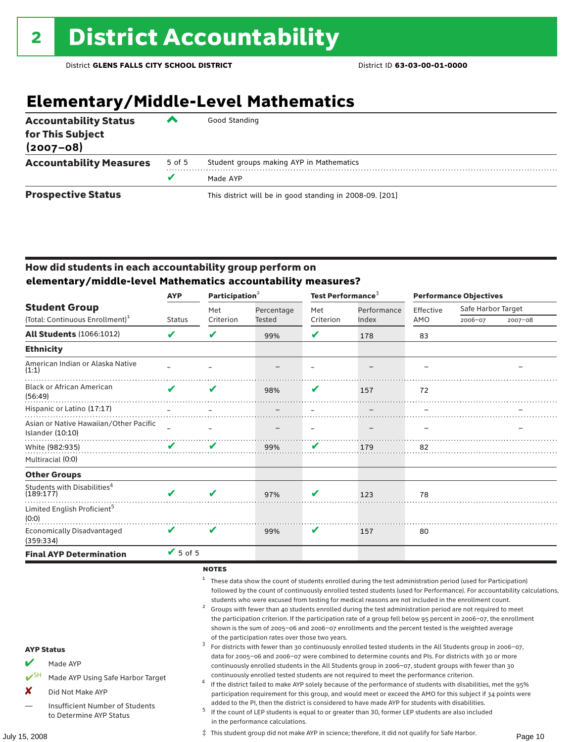# 2 District Accountability

District **GLENS FALLS CITY SCHOOL DISTRICT** District ID **63-03-00-01-0000**

## Elementary/Middle-Level Mathematics

| | | |
|---|---|---|
| **Accountability Status for This Subject (2007–08)** | ^ | Good Standing |
| **Accountability Measures** | 5 of 5 | Student groups making AYP in Mathematics |
| | ✔ | Made AYP |
| **Prospective Status** | | This district will be in good standing in 2008-09. [201] |

### How did students in each accountability group perform on elementary/middle-level Mathematics accountability measures?

| Student Group (Total: Continuous Enrollment)[1] | AYP Status | Participation[2] Met Criterion | Participation[2] Percentage Tested | Test Performance[3] Met Criterion | Test Performance[3] Performance Index | Performance Objectives Effective AMO | Safe Harbor Target 2006–07 | Safe Harbor Target 2007–08 |
|---|---|---|---|---|---|---|---|---|
| **All Students** (1066:1012) | ✔ | ✔ | 99% | ✔ | 178 | 83 | | |
| **Ethnicity** | | | | | | | | |
| American Indian or Alaska Native (1:1) | – | – | – | – | – | – | | – |
| Black or African American (56:49) | ✔ | ✔ | 98% | ✔ | 157 | 72 | | |
| Hispanic or Latino (17:17) | – | – | – | – | – | – | | – |
| Asian or Native Hawaiian/Other Pacific Islander (10:10) | – | – | – | – | – | – | | – |
| White (982:935) | ✔ | ✔ | 99% | ✔ | 179 | 82 | | |
| Multiracial (0:0) | | | | | | | | |
| **Other Groups** | | | | | | | | |
| Students with Disabilities[4] (189:177) | ✔ | ✔ | 97% | ✔ | 123 | 78 | | |
| Limited English Proficient[5] (0:0) | | | | | | | | |
| Economically Disadvantaged (359:334) | ✔ | ✔ | 99% | ✔ | 157 | 80 | | |
| **Final AYP Determination** | ✔ 5 of 5 | | | | | | | |

**AYP Status**

- ✔ Made AYP
- ✔SH Made AYP Using Safe Harbor Target
- ✘ Did Not Make AYP
- — Insufficient Number of Students to Determine AYP Status

**NOTES**

1. These data show the count of students enrolled during the test administration period (used for Participation) followed by the count of continuously enrolled tested students (used for Performance). For accountability calculations, students who were excused from testing for medical reasons are not included in the enrollment count.
2. Groups with fewer than 40 students enrolled during the test administration period are not required to meet the participation criterion. If the participation rate of a group fell below 95 percent in 2006–07, the enrollment shown is the sum of 2005–06 and 2006–07 enrollments and the percent tested is the weighted average of the participation rates over those two years.
3. For districts with fewer than 30 continuously enrolled tested students in the All Students group in 2006–07, data for 2005–06 and 2006–07 were combined to determine counts and PIs. For districts with 30 or more continuously enrolled students in the All Students group in 2006–07, student groups with fewer than 30 continuously enrolled tested students are not required to meet the performance criterion.
4. If the district failed to make AYP solely because of the performance of students with disabilities, met the 95% participation requirement for this group, and would meet or exceed the AMO for this subject if 34 points were added to the PI, then the district is considered to have made AYP for students with disabilities.
5. If the count of LEP students is equal to or greater than 30, former LEP students are also included in the performance calculations.

‡ This student group did not make AYP in science; therefore, it did not qualify for Safe Harbor.

July 15, 2008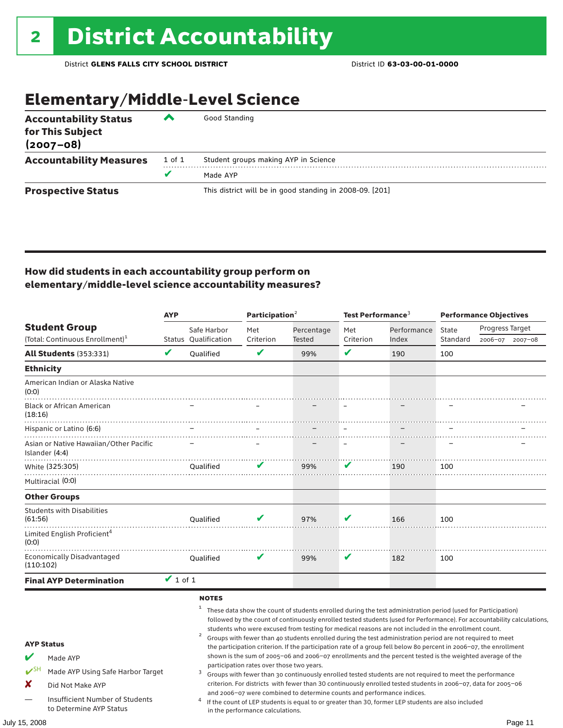# 2 District Accountability

District **GLENS FALLS CITY SCHOOL DISTRICT** District ID **63-03-00-01-0000**

## Elementary/Middle-Level Science

| | | |
|---|---|---|
| **Accountability Status for This Subject (2007–08)** | ^ | Good Standing |
| **Accountability Measures** | 1 of 1 | Student groups making AYP in Science |
| | ✔ | Made AYP |
| **Prospective Status** | | This district will be in good standing in 2008-09. [201] |

### How did students in each accountability group perform on elementary/middle-level science accountability measures?

| Student Group (Total: Continuous Enrollment)[1] | AYP Status | AYP Safe Harbor Qualification | Participation[2] Met Criterion | Participation[2] Percentage Tested | Test Performance[3] Met Criterion | Test Performance[3] Performance Index | Performance Objectives State Standard | Progress Target 2006–07 | Progress Target 2007–08 |
|---|---|---|---|---|---|---|---|---|---|
| **All Students** (353:331) | ✔ | Qualified | ✔ | 99% | ✔ | 190 | 100 | | |
| **Ethnicity** | | | | | | | | | |
| American Indian or Alaska Native (0:0) | | | | | | | | | |
| Black or African American (18:16) | | – | – | – | – | – | – | | – |
| Hispanic or Latino (6:6) | | – | – | – | – | – | – | | – |
| Asian or Native Hawaiian/Other Pacific Islander (4:4) | | – | – | – | – | – | – | | – |
| White (325:305) | | Qualified | ✔ | 99% | ✔ | 190 | 100 | | |
| Multiracial (0:0) | | | | | | | | | |
| **Other Groups** | | | | | | | | | |
| Students with Disabilities (61:56) | | Qualified | ✔ | 97% | ✔ | 166 | 100 | | |
| Limited English Proficient[4] (0:0) | | | | | | | | | |
| Economically Disadvantaged (110:102) | | Qualified | ✔ | 99% | ✔ | 182 | 100 | | |
| **Final AYP Determination** | ✔ 1 of 1 | | | | | | | | |

**AYP Status**

- ✔ Made AYP
- ✔SH Made AYP Using Safe Harbor Target
- ✘ Did Not Make AYP
- — Insufficient Number of Students to Determine AYP Status

**NOTES**

[1] These data show the count of students enrolled during the test administration period (used for Participation) followed by the count of continuously enrolled tested students (used for Performance). For accountability calculations, students who were excused from testing for medical reasons are not included in the enrollment count.

[2] Groups with fewer than 40 students enrolled during the test administration period are not required to meet the participation criterion. If the participation rate of a group fell below 80 percent in 2006–07, the enrollment shown is the sum of 2005–06 and 2006–07 enrollments and the percent tested is the weighted average of the participation rates over those two years.

[3] Groups with fewer than 30 continuously enrolled tested students are not required to meet the performance criterion. For districts with fewer than 30 continuously enrolled tested students in 2006–07, data for 2005–06 and 2006–07 were combined to determine counts and performance indices.

[4] If the count of LEP students is equal to or greater than 30, former LEP students are also included in the performance calculations.

July 15, 2008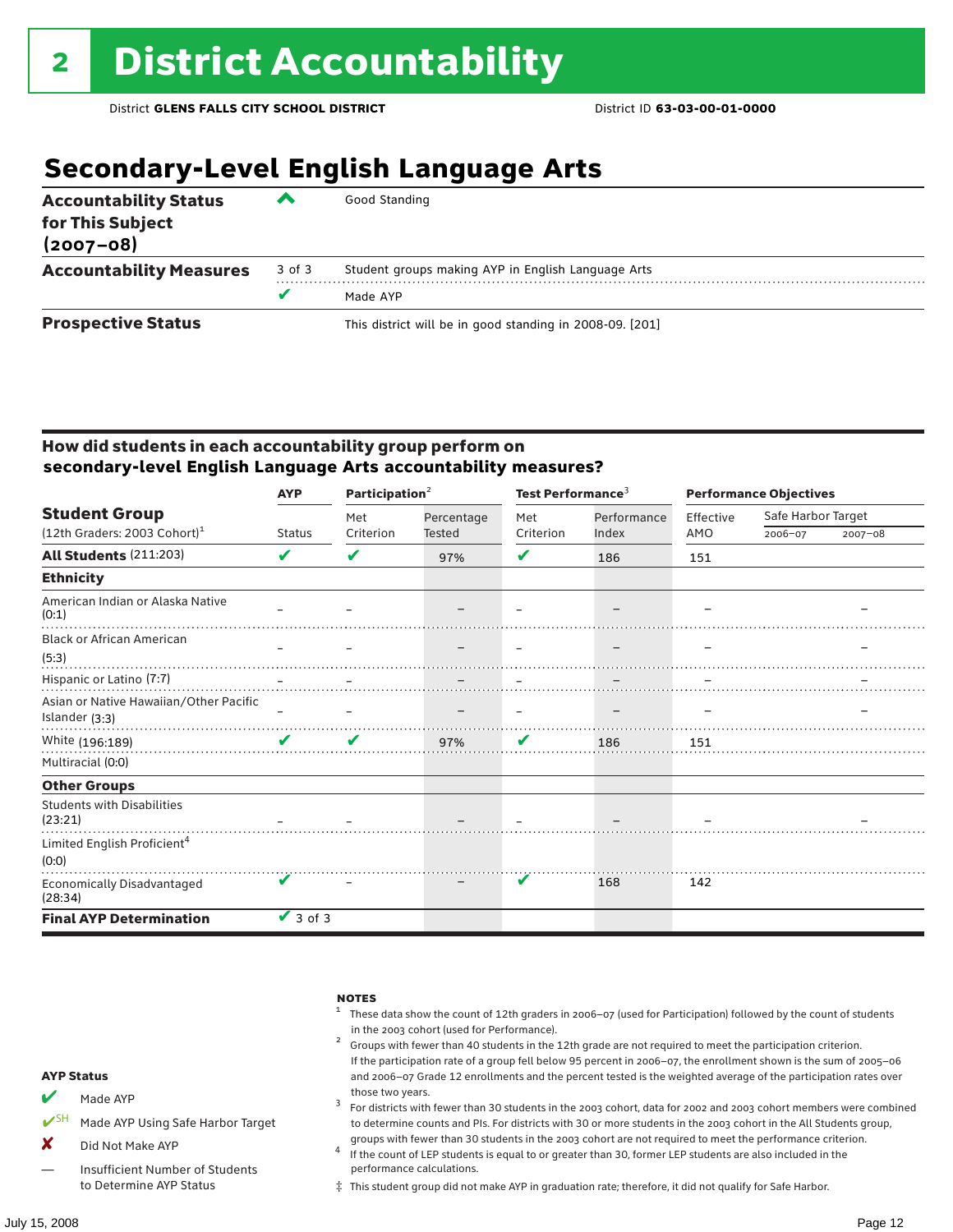# 2 District Accountability

District **GLENS FALLS CITY SCHOOL DISTRICT** District ID **63-03-00-01-0000**

## Secondary-Level English Language Arts

| | | |
|---|---|---|
| **Accountability Status for This Subject (2007–08)** | ^ | Good Standing |
| **Accountability Measures** | 3 of 3 | Student groups making AYP in English Language Arts |
| | ✔ | Made AYP |
| **Prospective Status** | | This district will be in good standing in 2008-09. [201] |

### How did students in each accountability group perform on secondary-level English Language Arts accountability measures?

| Student Group (12th Graders: 2003 Cohort)[1] | AYP | Participation[2] | | Test Performance[3] | | Performance Objectives | | |
|---|---|---|---|---|---|---|---|---|
| | Status | Met Criterion | Percentage Tested | Met Criterion | Performance Index | Effective AMO | Safe Harbor Target 2006–07 | Safe Harbor Target 2007–08 |
| **All Students** (211:203) | ✔ | ✔ | 97% | ✔ | 186 | 151 | | |
| **Ethnicity** | | | | | | | | |
| American Indian or Alaska Native (0:1) | – | – | – | – | – | – | | – |
| Black or African American (5:3) | – | – | – | – | – | – | | – |
| Hispanic or Latino (7:7) | – | – | – | – | – | – | | – |
| Asian or Native Hawaiian/Other Pacific Islander (3:3) | – | – | – | – | – | – | | – |
| White (196:189) | ✔ | ✔ | 97% | ✔ | 186 | 151 | | |
| Multiracial (0:0) | | | | | | | | |
| **Other Groups** | | | | | | | | |
| Students with Disabilities (23:21) | – | – | – | – | – | – | | – |
| Limited English Proficient[4] (0:0) | | | | | | | | |
| Economically Disadvantaged (28:34) | ✔ | – | – | ✔ | 168 | 142 | | |
| **Final AYP Determination** | ✔ 3 of 3 | | | | | | | |

**AYP Status**

- ✔ Made AYP
- ✔SH Made AYP Using Safe Harbor Target
- ✘ Did Not Make AYP
- — Insufficient Number of Students to Determine AYP Status

**NOTES**

1. These data show the count of 12th graders in 2006–07 (used for Participation) followed by the count of students in the 2003 cohort (used for Performance).
2. Groups with fewer than 40 students in the 12th grade are not required to meet the participation criterion. If the participation rate of a group fell below 95 percent in 2006–07, the enrollment shown is the sum of 2005–06 and 2006–07 Grade 12 enrollments and the percent tested is the weighted average of the participation rates over those two years.
3. For districts with fewer than 30 students in the 2003 cohort, data for 2002 and 2003 cohort members were combined to determine counts and PIs. For districts with 30 or more students in the 2003 cohort in the All Students group, groups with fewer than 30 students in the 2003 cohort are not required to meet the performance criterion.
4. If the count of LEP students is equal to or greater than 30, former LEP students are also included in the performance calculations.

‡ This student group did not make AYP in graduation rate; therefore, it did not qualify for Safe Harbor.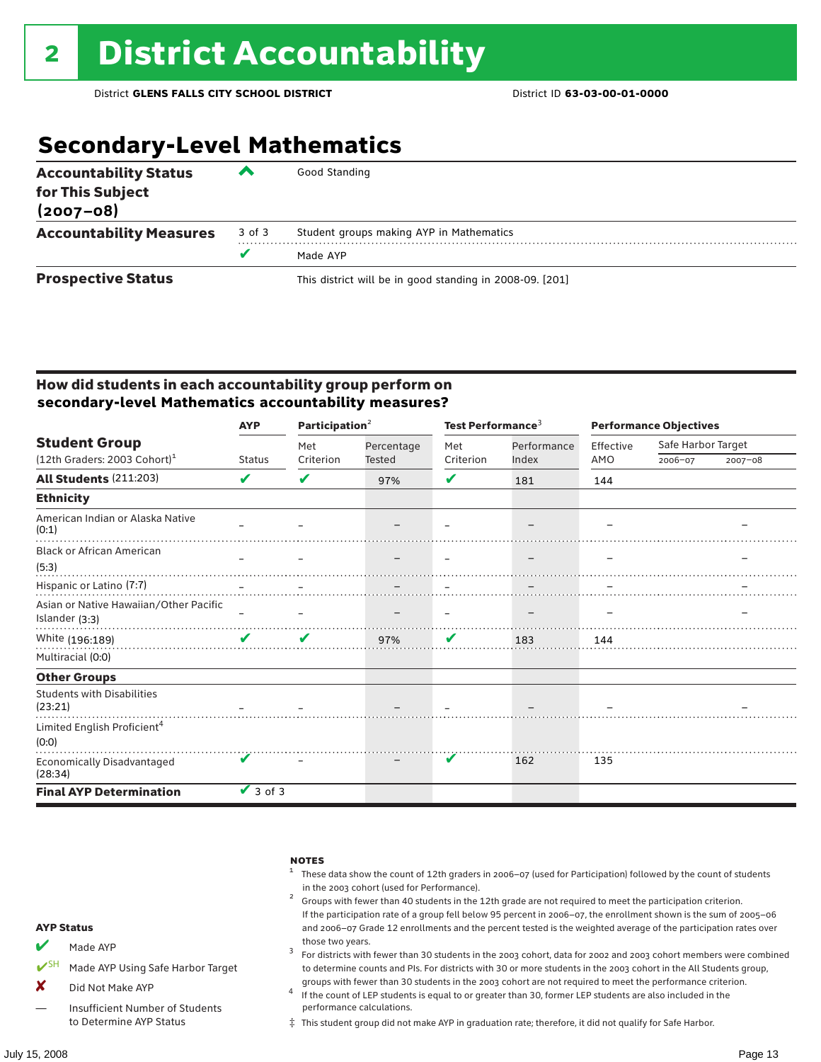# 2 District Accountability

District **GLENS FALLS CITY SCHOOL DISTRICT** District ID **63-03-00-01-0000**

## Secondary-Level Mathematics

| | | |
|---|---|---|
| **Accountability Status for This Subject (2007–08)** | ^ | Good Standing |
| **Accountability Measures** | 3 of 3 | Student groups making AYP in Mathematics |
| | ✔ | Made AYP |
| **Prospective Status** | | This district will be in good standing in 2008-09. [201] |

### How did students in each accountability group perform on secondary-level Mathematics accountability measures?

| Student Group (12th Graders: 2003 Cohort)[1] | AYP | Participation[2] | | Test Performance[3] | | Performance Objectives | | |
|---|---|---|---|---|---|---|---|---|
| | Status | Met Criterion | Percentage Tested | Met Criterion | Performance Index | Effective AMO | Safe Harbor Target 2006–07 | Safe Harbor Target 2007–08 |
| **All Students** (211:203) | ✔ | ✔ | 97% | ✔ | 181 | 144 | | |
| **Ethnicity** | | | | | | | | |
| American Indian or Alaska Native (0:1) | – | – | – | – | – | – | | – |
| Black or African American (5:3) | – | – | – | – | – | – | | – |
| Hispanic or Latino (7:7) | – | – | – | – | – | – | | – |
| Asian or Native Hawaiian/Other Pacific Islander (3:3) | – | – | – | – | – | – | | – |
| White (196:189) | ✔ | ✔ | 97% | ✔ | 183 | 144 | | |
| Multiracial (0:0) | | | | | | | | |
| **Other Groups** | | | | | | | | |
| Students with Disabilities (23:21) | – | – | – | – | – | – | | – |
| Limited English Proficient[4] (0:0) | | | | | | | | |
| Economically Disadvantaged (28:34) | ✔ | – | – | ✔ | 162 | 135 | | |
| **Final AYP Determination** | ✔ 3 of 3 | | | | | | | |

**AYP Status**

- ✔ Made AYP
- ✔SH Made AYP Using Safe Harbor Target
- ✘ Did Not Make AYP
- — Insufficient Number of Students to Determine AYP Status

**NOTES**

1. These data show the count of 12th graders in 2006–07 (used for Participation) followed by the count of students in the 2003 cohort (used for Performance).
2. Groups with fewer than 40 students in the 12th grade are not required to meet the participation criterion. If the participation rate of a group fell below 95 percent in 2006–07, the enrollment shown is the sum of 2005–06 and 2006–07 Grade 12 enrollments and the percent tested is the weighted average of the participation rates over those two years.
3. For districts with fewer than 30 students in the 2003 cohort, data for 2002 and 2003 cohort members were combined to determine counts and PIs. For districts with 30 or more students in the 2003 cohort in the All Students group, groups with fewer than 30 students in the 2003 cohort are not required to meet the performance criterion.
4. If the count of LEP students is equal to or greater than 30, former LEP students are also included in the performance calculations.

‡ This student group did not make AYP in graduation rate; therefore, it did not qualify for Safe Harbor.

July 15, 2008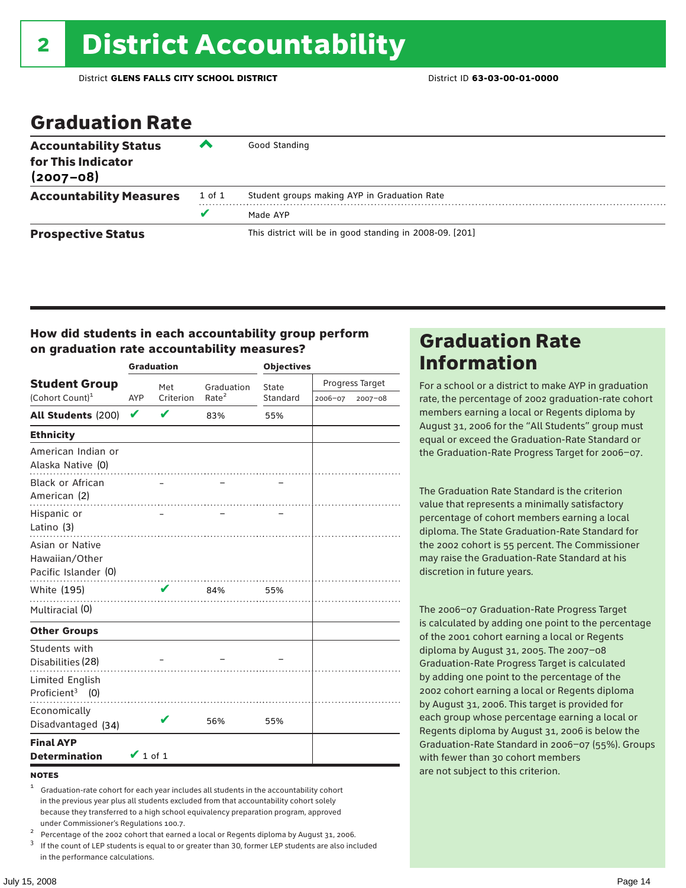# 2 District Accountability

District **GLENS FALLS CITY SCHOOL DISTRICT** District ID **63-03-00-01-0000**

## Graduation Rate

| | | |
|---|---|---|
| **Accountability Status for This Indicator (2007–08)** | ^ | Good Standing |
| **Accountability Measures** | 1 of 1 | Student groups making AYP in Graduation Rate |
| | ✔ | Made AYP |
| **Prospective Status** | | This district will be in good standing in 2008-09. [201] |

### How did students in each accountability group perform on graduation rate accountability measures?

| Student Group (Cohort Count)[1] | Graduation AYP | Met Criterion | Graduation Rate[2] | Objectives State Standard | Progress Target 2006–07 | Progress Target 2007–08 |
|---|---|---|---|---|---|---|
| **All Students** (200) | ✔ | ✔ | 83% | 55% | | |
| **Ethnicity** | | | | | | |
| American Indian or Alaska Native (0) | | | | | | |
| Black or African American (2) | | – | – | – | | |
| Hispanic or Latino (3) | | – | – | – | | |
| Asian or Native Hawaiian/Other Pacific Islander (0) | | | | | | |
| White (195) | | ✔ | 84% | 55% | | |
| Multiracial (0) | | | | | | |
| **Other Groups** | | | | | | |
| Students with Disabilities (28) | | – | – | – | | |
| Limited English Proficient[3] (0) | | | | | | |
| Economically Disadvantaged (34) | | ✔ | 56% | 55% | | |
| **Final AYP Determination** | ✔ 1 of 1 | | | | | |

**NOTES**

[1] Graduation-rate cohort for each year includes all students in the accountability cohort in the previous year plus all students excluded from that accountability cohort solely because they transferred to a high school equivalency preparation program, approved under Commissioner's Regulations 100.7.

[2] Percentage of the 2002 cohort that earned a local or Regents diploma by August 31, 2006.

[3] If the count of LEP students is equal to or greater than 30, former LEP students are also included in the performance calculations.

## Graduation Rate Information

For a school or a district to make AYP in graduation rate, the percentage of 2002 graduation-rate cohort members earning a local or Regents diploma by August 31, 2006 for the "All Students" group must equal or exceed the Graduation-Rate Standard or the Graduation-Rate Progress Target for 2006–07.

The Graduation Rate Standard is the criterion value that represents a minimally satisfactory percentage of cohort members earning a local diploma. The State Graduation-Rate Standard for the 2002 cohort is 55 percent. The Commissioner may raise the Graduation-Rate Standard at his discretion in future years.

The 2006–07 Graduation-Rate Progress Target is calculated by adding one point to the percentage of the 2001 cohort earning a local or Regents diploma by August 31, 2005. The 2007–08 Graduation-Rate Progress Target is calculated by adding one point to the percentage of the 2002 cohort earning a local or Regents diploma by August 31, 2006. This target is provided for each group whose percentage earning a local or Regents diploma by August 31, 2006 is below the Graduation-Rate Standard in 2006–07 (55%). Groups with fewer than 30 cohort members are not subject to this criterion.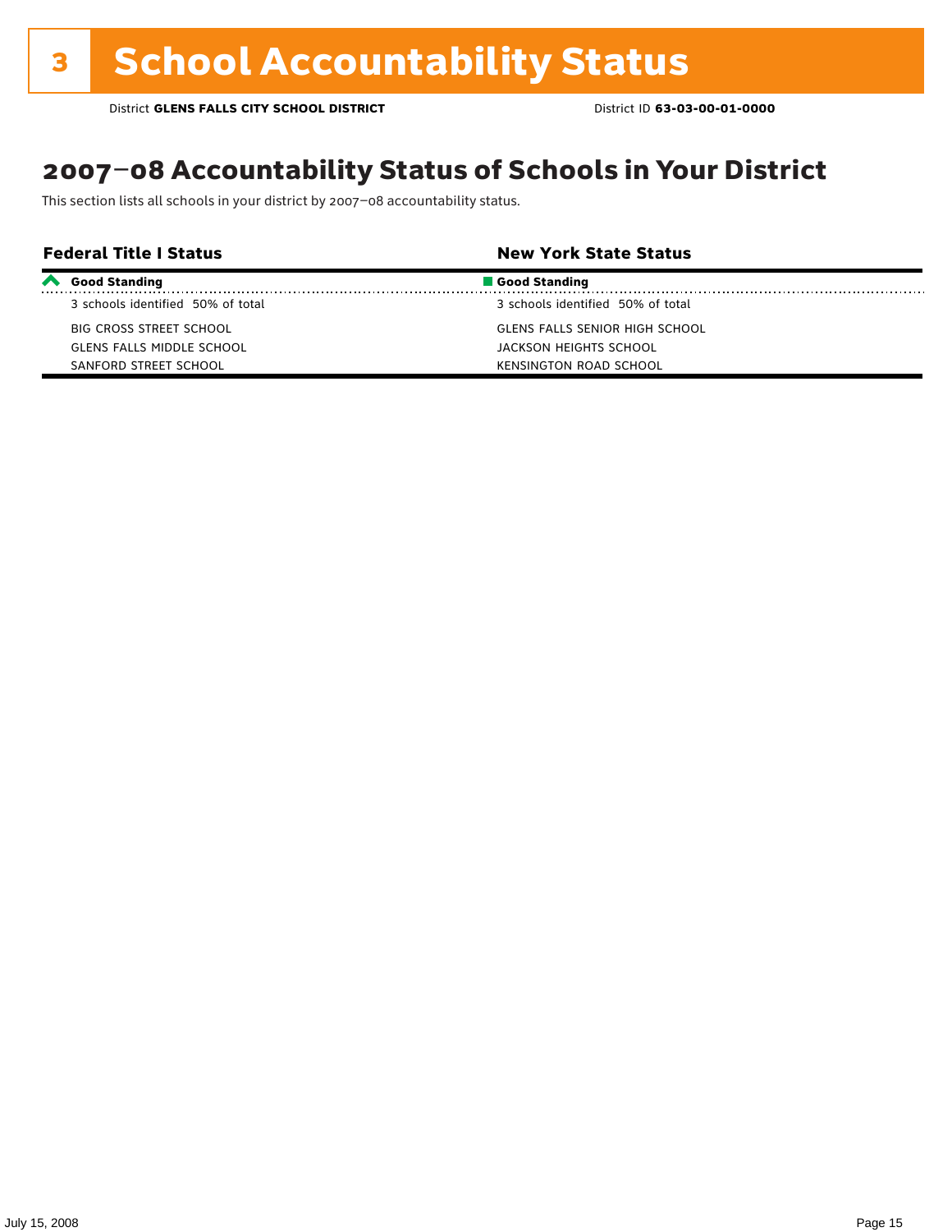# 3 School Accountability Status

District **GLENS FALLS CITY SCHOOL DISTRICT** District ID **63-03-00-01-0000**

## 2007–08 Accountability Status of Schools in Your District

This section lists all schools in your district by 2007–08 accountability status.

| Federal Title I Status | New York State Status |
|---|---|
| **Good Standing** | **Good Standing** |
| 3 schools identified 50% of total | 3 schools identified 50% of total |
| BIG CROSS STREET SCHOOL | GLENS FALLS SENIOR HIGH SCHOOL |
| GLENS FALLS MIDDLE SCHOOL | JACKSON HEIGHTS SCHOOL |
| SANFORD STREET SCHOOL | KENSINGTON ROAD SCHOOL |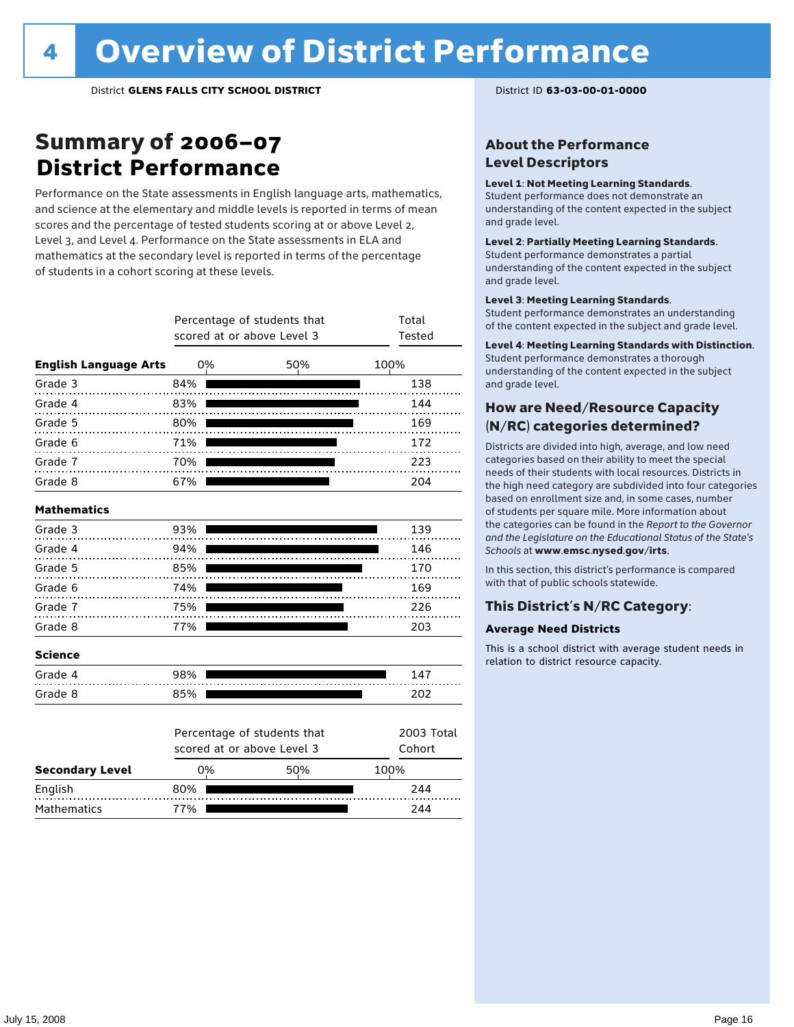# 4 Overview of District Performance

District **GLENS FALLS CITY SCHOOL DISTRICT**

District ID **63-03-00-01-0000**

## Summary of 2006–07 District Performance

Performance on the State assessments in English language arts, mathematics, and science at the elementary and middle levels is reported in terms of mean scores and the percentage of tested students scoring at or above Level 2, Level 3, and Level 4. Performance on the State assessments in ELA and mathematics at the secondary level is reported in terms of the percentage of students in a cohort scoring at these levels.

| | Percentage of students that scored at or above Level 3 | Total Tested |
|---|---|---|
| **English Language Arts** | | |
| Grade 3 | 84% | 138 |
| Grade 4 | 83% | 144 |
| Grade 5 | 80% | 169 |
| Grade 6 | 71% | 172 |
| Grade 7 | 70% | 223 |
| Grade 8 | 67% | 204 |
| **Mathematics** | | |
| Grade 3 | 93% | 139 |
| Grade 4 | 94% | 146 |
| Grade 5 | 85% | 170 |
| Grade 6 | 74% | 169 |
| Grade 7 | 75% | 226 |
| Grade 8 | 77% | 203 |
| **Science** | | |
| Grade 4 | 98% | 147 |
| Grade 8 | 85% | 202 |

| Secondary Level | Percentage of students that scored at or above Level 3 | 2003 Total Cohort |
|---|---|---|
| English | 80% | 244 |
| Mathematics | 77% | 244 |

### About the Performance Level Descriptors

**Level 1: Not Meeting Learning Standards.** Student performance does not demonstrate an understanding of the content expected in the subject and grade level.

**Level 2: Partially Meeting Learning Standards.** Student performance demonstrates a partial understanding of the content expected in the subject and grade level.

**Level 3: Meeting Learning Standards.** Student performance demonstrates an understanding of the content expected in the subject and grade level.

**Level 4: Meeting Learning Standards with Distinction.** Student performance demonstrates a thorough understanding of the content expected in the subject and grade level.

### How are Need/Resource Capacity (N/RC) categories determined?

Districts are divided into high, average, and low need categories based on their ability to meet the special needs of their students with local resources. Districts in the high need category are subdivided into four categories based on enrollment size and, in some cases, number of students per square mile. More information about the categories can be found in the *Report to the Governor and the Legislature on the Educational Status of the State's Schools* at **www.emsc.nysed.gov/irts**.

In this section, this district's performance is compared with that of public schools statewide.

### This District's N/RC Category:

**Average Need Districts**

This is a school district with average student needs in relation to district resource capacity.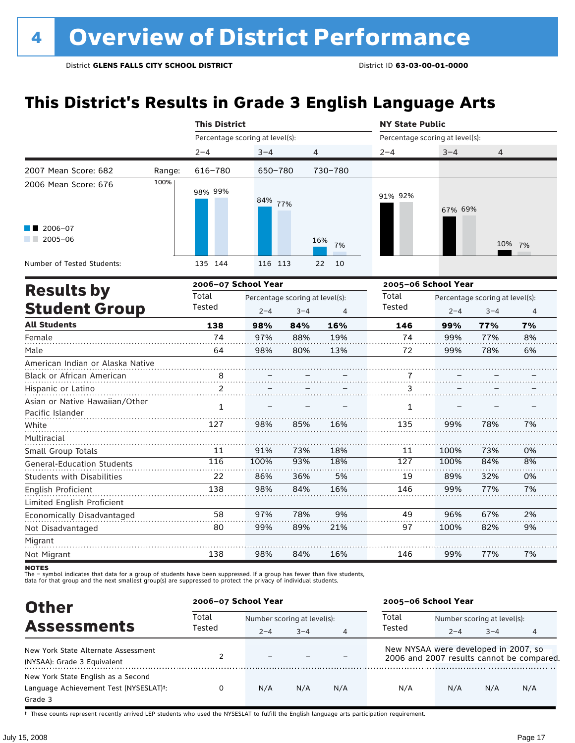# 4 Overview of District Performance

District **GLENS FALLS CITY SCHOOL DISTRICT** District ID **63-03-00-01-0000**

## This District's Results in Grade 3 English Language Arts

| | This District | | | NY State Public | | |
|---|---|---|---|---|---|---|
| | Percentage scoring at level(s): | | | Percentage scoring at level(s): | | |
| | 2–4 | 3–4 | 4 | 2–4 | 3–4 | 4 |
| 2007 Mean Score: 682 — Range: | 616–780 | 650–780 | 730–780 | | | |
| 2006 Mean Score: 676 | | | | | | |
| 2006–07 | 98% | 84% | 16% | 91% | 67% | 10% |
| 2005–06 | 99% | 77% | 7% | 92% | 69% | 7% |
| Number of Tested Students: 2006–07 | 135 | 116 | 22 | | | |
| Number of Tested Students: 2005–06 | 144 | 113 | 10 | | | |

## Results by Student Group

| | 2006–07 School Year | | | | 2005–06 School Year | | | |
|---|---|---|---|---|---|---|---|---|
| | Total Tested | Percentage scoring at level(s): 2–4 | 3–4 | 4 | Total Tested | Percentage scoring at level(s): 2–4 | 3–4 | 4 |
| **All Students** | **138** | **98%** | **84%** | **16%** | **146** | **99%** | **77%** | **7%** |
| Female | 74 | 97% | 88% | 19% | 74 | 99% | 77% | 8% |
| Male | 64 | 98% | 80% | 13% | 72 | 99% | 78% | 6% |
| American Indian or Alaska Native | | | | | | | | |
| Black or African American | 8 | – | – | – | 7 | – | – | – |
| Hispanic or Latino | 2 | – | – | – | 3 | – | – | – |
| Asian or Native Hawaiian/Other Pacific Islander | 1 | – | – | – | 1 | – | – | – |
| White | 127 | 98% | 85% | 16% | 135 | 99% | 78% | 7% |
| Multiracial | | | | | | | | |
| Small Group Totals | 11 | 91% | 73% | 18% | 11 | 100% | 73% | 0% |
| General-Education Students | 116 | 100% | 93% | 18% | 127 | 100% | 84% | 8% |
| Students with Disabilities | 22 | 86% | 36% | 5% | 19 | 89% | 32% | 0% |
| English Proficient | 138 | 98% | 84% | 16% | 146 | 99% | 77% | 7% |
| Limited English Proficient | | | | | | | | |
| Economically Disadvantaged | 58 | 97% | 78% | 9% | 49 | 96% | 67% | 2% |
| Not Disadvantaged | 80 | 99% | 89% | 21% | 97 | 100% | 82% | 9% |
| Migrant | | | | | | | | |
| Not Migrant | 138 | 98% | 84% | 16% | 146 | 99% | 77% | 7% |

**NOTES**
The – symbol indicates that data for a group of students have been suppressed. If a group has fewer than five students, data for that group and the next smallest group(s) are suppressed to protect the privacy of individual students.

## Other Assessments

| | 2006–07 School Year | | | | 2005–06 School Year | | | |
|---|---|---|---|---|---|---|---|---|
| | Total Tested | Number scoring at level(s): 2–4 | 3–4 | 4 | Total Tested | Number scoring at level(s): 2–4 | 3–4 | 4 |
| New York State Alternate Assessment (NYSAA): Grade 3 Equivalent | 2 | – | – | – | New NYSAA were developed in 2007, so 2006 and 2007 results cannot be compared. | | | |
| New York State English as a Second Language Achievement Test (NYSESLAT)†: Grade 3 | 0 | N/A | N/A | N/A | N/A | N/A | N/A | N/A |

† These counts represent recently arrived LEP students who used the NYSESLAT to fulfill the English language arts participation requirement.

July 15, 2008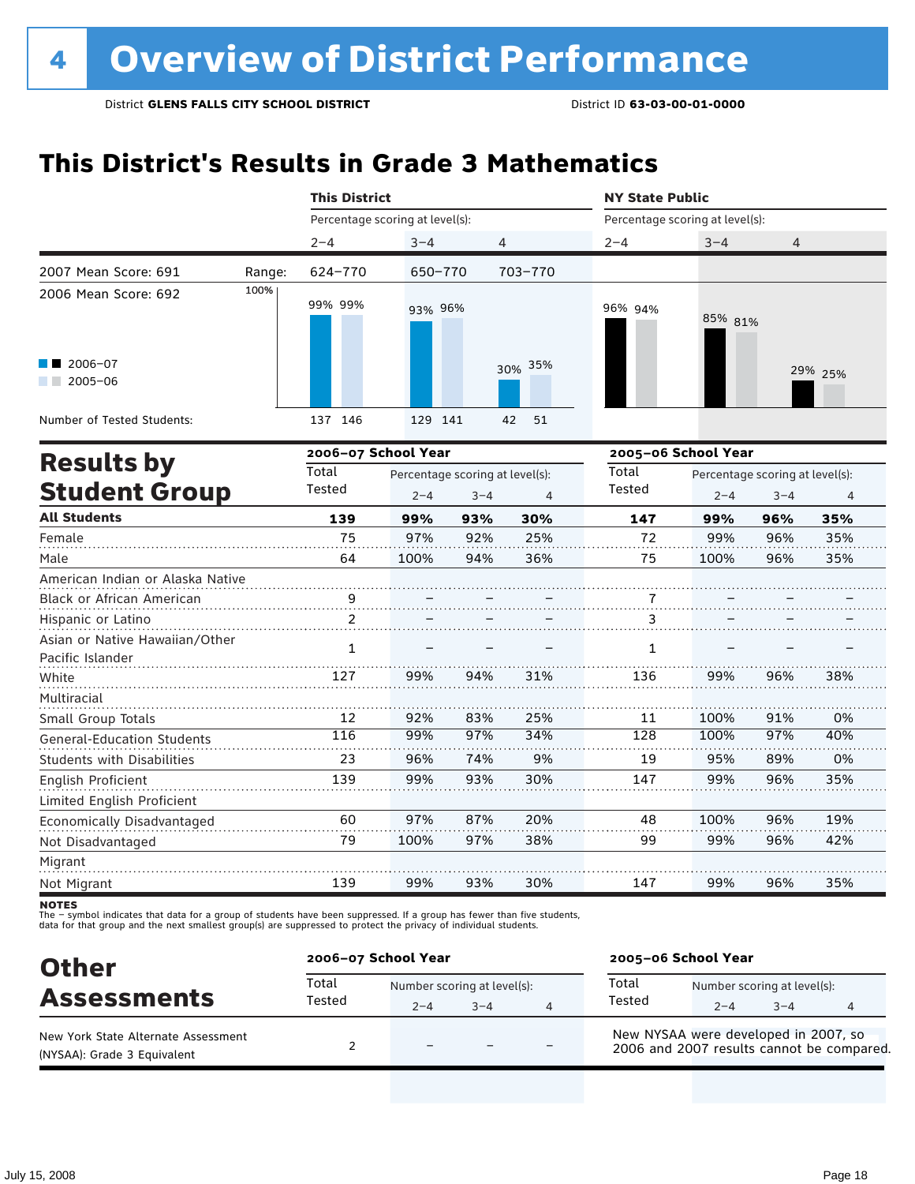# 4 Overview of District Performance

District **GLENS FALLS CITY SCHOOL DISTRICT** District ID **63-03-00-01-0000**

## This District's Results in Grade 3 Mathematics

| | | This District | | | NY State Public | | |
|---|---|---|---|---|---|---|---|
| | | Percentage scoring at level(s): | | | Percentage scoring at level(s): | | |
| | | 2–4 | 3–4 | 4 | 2–4 | 3–4 | 4 |
| 2007 Mean Score: 691 | Range: | 624–770 | 650–770 | 703–770 | | | |
| 2006 Mean Score: 692 | | | | | | | |
| 2006–07 | | 99% | 93% | 30% | 96% | 85% | 29% |
| 2005–06 | | 99% | 96% | 35% | 94% | 81% | 25% |
| Number of Tested Students: | | 137 146 | 129 141 | 42 51 | | | |

## Results by Student Group

| | 2006–07 School Year | | | | 2005–06 School Year | | | |
|---|---|---|---|---|---|---|---|---|
| | Total Tested | Percentage scoring at level(s): 2–4 | 3–4 | 4 | Total Tested | Percentage scoring at level(s): 2–4 | 3–4 | 4 |
| **All Students** | **139** | **99%** | **93%** | **30%** | **147** | **99%** | **96%** | **35%** |
| Female | 75 | 97% | 92% | 25% | 72 | 99% | 96% | 35% |
| Male | 64 | 100% | 94% | 36% | 75 | 100% | 96% | 35% |
| American Indian or Alaska Native | | | | | | | | |
| Black or African American | 9 | – | – | – | 7 | – | – | – |
| Hispanic or Latino | 2 | – | – | – | 3 | – | – | – |
| Asian or Native Hawaiian/Other Pacific Islander | 1 | – | – | – | 1 | – | – | – |
| White | 127 | 99% | 94% | 31% | 136 | 99% | 96% | 38% |
| Multiracial | | | | | | | | |
| Small Group Totals | 12 | 92% | 83% | 25% | 11 | 100% | 91% | 0% |
| General-Education Students | 116 | 99% | 97% | 34% | 128 | 100% | 97% | 40% |
| Students with Disabilities | 23 | 96% | 74% | 9% | 19 | 95% | 89% | 0% |
| English Proficient | 139 | 99% | 93% | 30% | 147 | 99% | 96% | 35% |
| Limited English Proficient | | | | | | | | |
| Economically Disadvantaged | 60 | 97% | 87% | 20% | 48 | 100% | 96% | 19% |
| Not Disadvantaged | 79 | 100% | 97% | 38% | 99 | 99% | 96% | 42% |
| Migrant | | | | | | | | |
| Not Migrant | 139 | 99% | 93% | 30% | 147 | 99% | 96% | 35% |

**NOTES**
The – symbol indicates that data for a group of students have been suppressed. If a group has fewer than five students, data for that group and the next smallest group(s) are suppressed to protect the privacy of individual students.

## Other Assessments

| | 2006–07 School Year | | | | 2005–06 School Year |
|---|---|---|---|---|---|
| | Total Tested | Number scoring at level(s): 2–4 | 3–4 | 4 | |
| New York State Alternate Assessment (NYSAA): Grade 3 Equivalent | 2 | – | – | – | New NYSAA were developed in 2007, so 2006 and 2007 results cannot be compared. |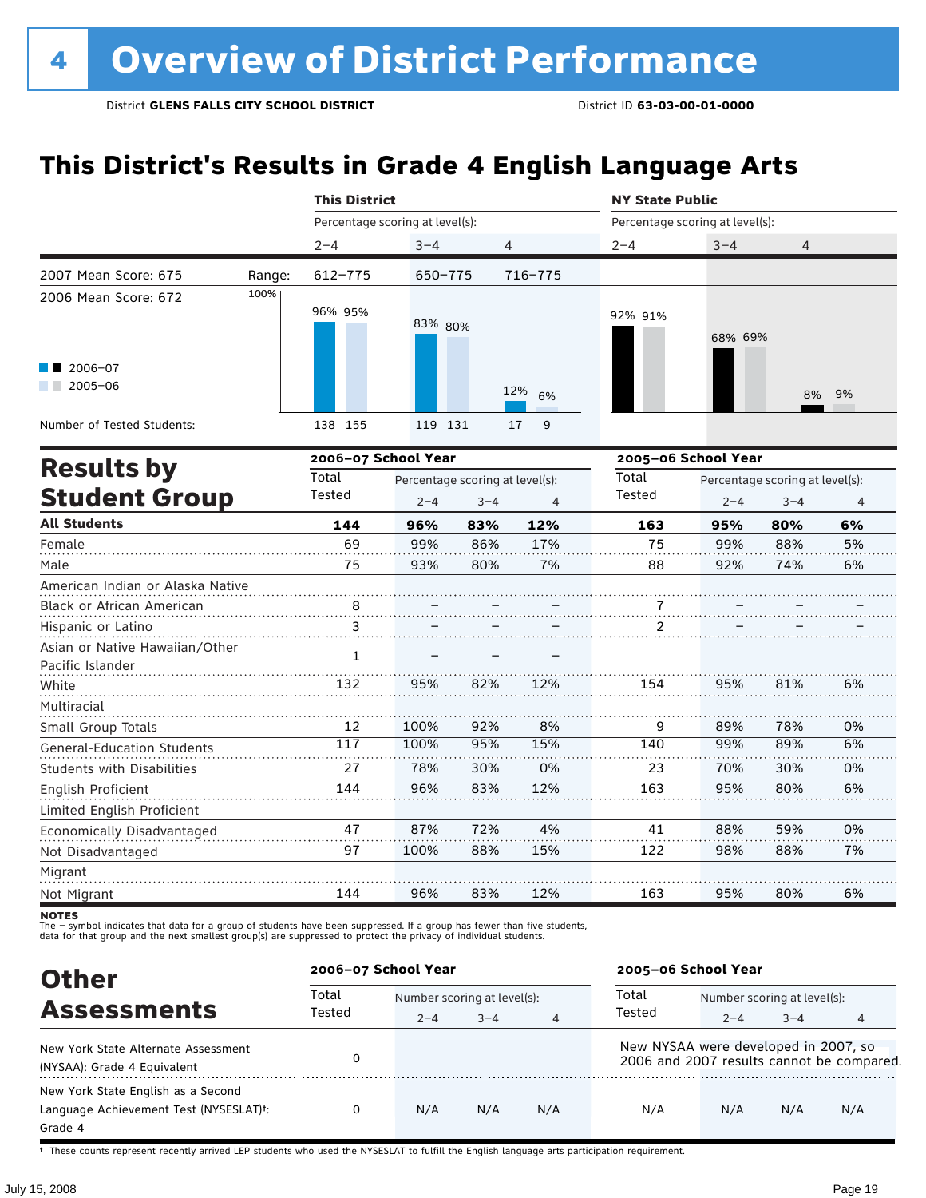# 4 Overview of District Performance

District **GLENS FALLS CITY SCHOOL DISTRICT** District ID **63-03-00-01-0000**

## This District's Results in Grade 4 English Language Arts

| | | This District | | | NY State Public | | |
|---|---|---|---|---|---|---|---|
| | | Percentage scoring at level(s): | | | Percentage scoring at level(s): | | |
| | | 2–4 | 3–4 | 4 | 2–4 | 3–4 | 4 |
| 2007 Mean Score: 675 | Range: | 612–775 | 650–775 | 716–775 | | | |
| 2006 Mean Score: 672 | | | | | | | |
| 2006–07 | | 96% | 83% | 12% | 92% | 68% | 8% |
| 2005–06 | | 95% | 80% | 6% | 91% | 69% | 9% |
| Number of Tested Students: 2006–07 | | 138 | 119 | 17 | | | |
| Number of Tested Students: 2005–06 | | 155 | 131 | 9 | | | |

## Results by Student Group

| | 2006–07 School Year | | | | 2005–06 School Year | | | |
|---|---|---|---|---|---|---|---|---|
| | Total Tested | Percentage scoring at level(s): 2–4 | 3–4 | 4 | Total Tested | Percentage scoring at level(s): 2–4 | 3–4 | 4 |
| **All Students** | **144** | **96%** | **83%** | **12%** | **163** | **95%** | **80%** | **6%** |
| Female | 69 | 99% | 86% | 17% | 75 | 99% | 88% | 5% |
| Male | 75 | 93% | 80% | 7% | 88 | 92% | 74% | 6% |
| American Indian or Alaska Native | | | | | | | | |
| Black or African American | 8 | – | – | – | 7 | – | – | – |
| Hispanic or Latino | 3 | – | – | – | 2 | – | – | – |
| Asian or Native Hawaiian/Other Pacific Islander | 1 | – | – | – | | | | |
| White | 132 | 95% | 82% | 12% | 154 | 95% | 81% | 6% |
| Multiracial | | | | | | | | |
| Small Group Totals | 12 | 100% | 92% | 8% | 9 | 89% | 78% | 0% |
| General-Education Students | 117 | 100% | 95% | 15% | 140 | 99% | 89% | 6% |
| Students with Disabilities | 27 | 78% | 30% | 0% | 23 | 70% | 30% | 0% |
| English Proficient | 144 | 96% | 83% | 12% | 163 | 95% | 80% | 6% |
| Limited English Proficient | | | | | | | | |
| Economically Disadvantaged | 47 | 87% | 72% | 4% | 41 | 88% | 59% | 0% |
| Not Disadvantaged | 97 | 100% | 88% | 15% | 122 | 98% | 88% | 7% |
| Migrant | | | | | | | | |
| Not Migrant | 144 | 96% | 83% | 12% | 163 | 95% | 80% | 6% |

**NOTES**
The – symbol indicates that data for a group of students have been suppressed. If a group has fewer than five students, data for that group and the next smallest group(s) are suppressed to protect the privacy of individual students.

## Other Assessments

| | 2006–07 School Year | | | | 2005–06 School Year | | | |
|---|---|---|---|---|---|---|---|---|
| | Total Tested | Number scoring at level(s): 2–4 | 3–4 | 4 | Total Tested | Number scoring at level(s): 2–4 | 3–4 | 4 |
| New York State Alternate Assessment (NYSAA): Grade 4 Equivalent | 0 | | | | New NYSAA were developed in 2007, so 2006 and 2007 results cannot be compared. | | | |
| New York State English as a Second Language Achievement Test (NYSESLAT)†: Grade 4 | 0 | N/A | N/A | N/A | N/A | N/A | N/A | N/A |

† These counts represent recently arrived LEP students who used the NYSESLAT to fulfill the English language arts participation requirement.

July 15, 2008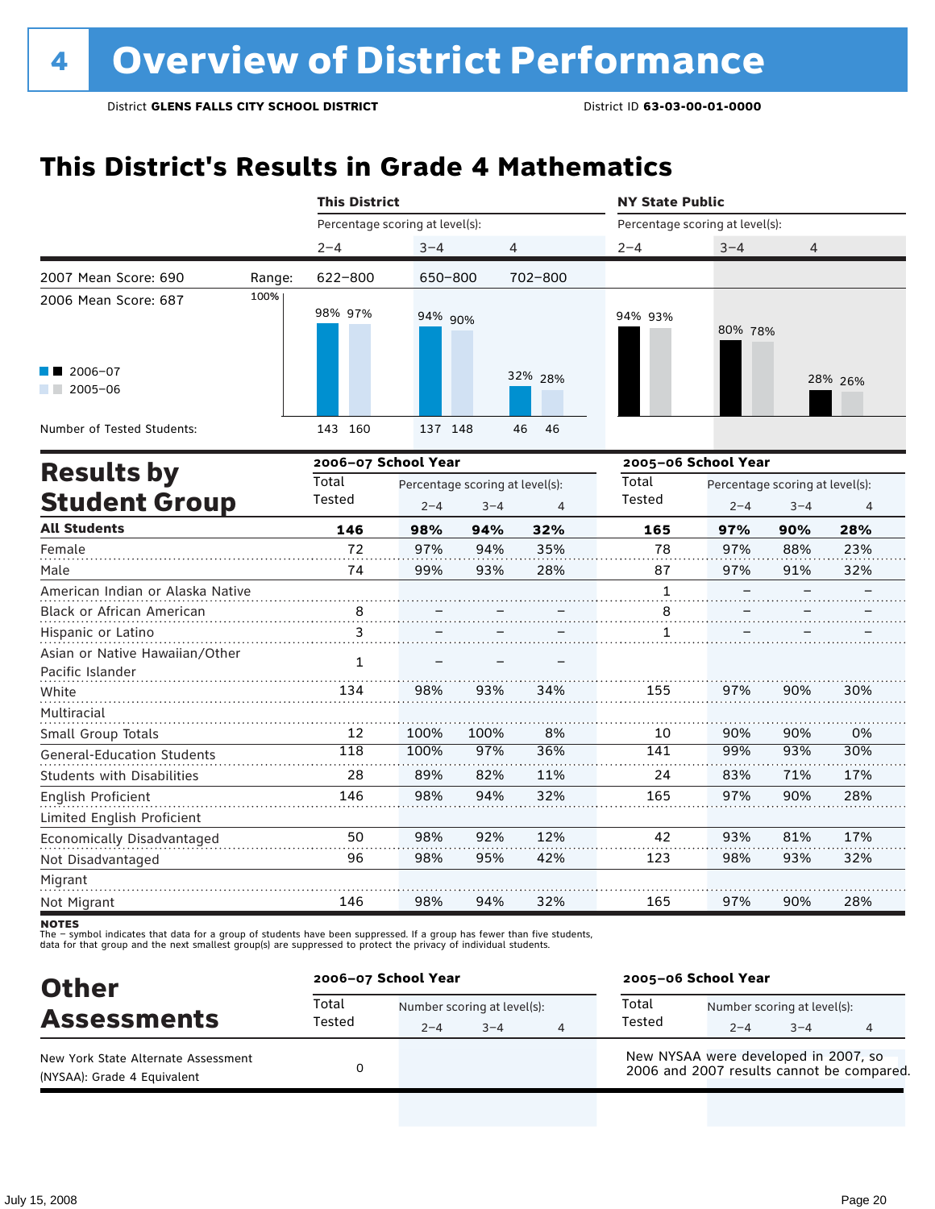# 4 Overview of District Performance

District **GLENS FALLS CITY SCHOOL DISTRICT** District ID **63-03-00-01-0000**

## This District's Results in Grade 4 Mathematics

| | | This District | | | NY State Public | | |
|---|---|---|---|---|---|---|---|
| | | Percentage scoring at level(s): | | | Percentage scoring at level(s): | | |
| | | 2–4 | 3–4 | 4 | 2–4 | 3–4 | 4 |
| 2007 Mean Score: 690 | Range: | 622–800 | 650–800 | 702–800 | | | |
| 2006 Mean Score: 687 | | | | | | | |
| 2006–07 | | 98% | 94% | 32% | 94% | 80% | 28% |
| 2005–06 | | 97% | 90% | 28% | 93% | 78% | 26% |
| Number of Tested Students: 2006–07 | | 143 | 137 | 46 | | | |
| Number of Tested Students: 2005–06 | | 160 | 148 | 46 | | | |

## Results by Student Group

| | 2006–07 School Year | | | | 2005–06 School Year | | | |
|---|---|---|---|---|---|---|---|---|
| | Total Tested | Percentage scoring at level(s): | | | Total Tested | Percentage scoring at level(s): | | |
| | | 2–4 | 3–4 | 4 | | 2–4 | 3–4 | 4 |
| **All Students** | **146** | **98%** | **94%** | **32%** | **165** | **97%** | **90%** | **28%** |
| Female | 72 | 97% | 94% | 35% | 78 | 97% | 88% | 23% |
| Male | 74 | 99% | 93% | 28% | 87 | 97% | 91% | 32% |
| American Indian or Alaska Native | | | | | 1 | – | – | – |
| Black or African American | 8 | – | – | – | 8 | – | – | – |
| Hispanic or Latino | 3 | – | – | – | 1 | – | – | – |
| Asian or Native Hawaiian/Other Pacific Islander | 1 | – | – | – | | | | |
| White | 134 | 98% | 93% | 34% | 155 | 97% | 90% | 30% |
| Multiracial | | | | | | | | |
| Small Group Totals | 12 | 100% | 100% | 8% | 10 | 90% | 90% | 0% |
| General-Education Students | 118 | 100% | 97% | 36% | 141 | 99% | 93% | 30% |
| Students with Disabilities | 28 | 89% | 82% | 11% | 24 | 83% | 71% | 17% |
| English Proficient | 146 | 98% | 94% | 32% | 165 | 97% | 90% | 28% |
| Limited English Proficient | | | | | | | | |
| Economically Disadvantaged | 50 | 98% | 92% | 12% | 42 | 93% | 81% | 17% |
| Not Disadvantaged | 96 | 98% | 95% | 42% | 123 | 98% | 93% | 32% |
| Migrant | | | | | | | | |
| Not Migrant | 146 | 98% | 94% | 32% | 165 | 97% | 90% | 28% |

**NOTES**
The – symbol indicates that data for a group of students have been suppressed. If a group has fewer than five students, data for that group and the next smallest group(s) are suppressed to protect the privacy of individual students.

## Other Assessments

| | 2006–07 School Year | | | | 2005–06 School Year | | | |
|---|---|---|---|---|---|---|---|---|
| | Total Tested | Number scoring at level(s): | | | Total Tested | Number scoring at level(s): | | |
| | | 2–4 | 3–4 | 4 | | 2–4 | 3–4 | 4 |
| New York State Alternate Assessment (NYSAA): Grade 4 Equivalent | 0 | | | | New NYSAA were developed in 2007, so 2006 and 2007 results cannot be compared. | | | |

July 15, 2008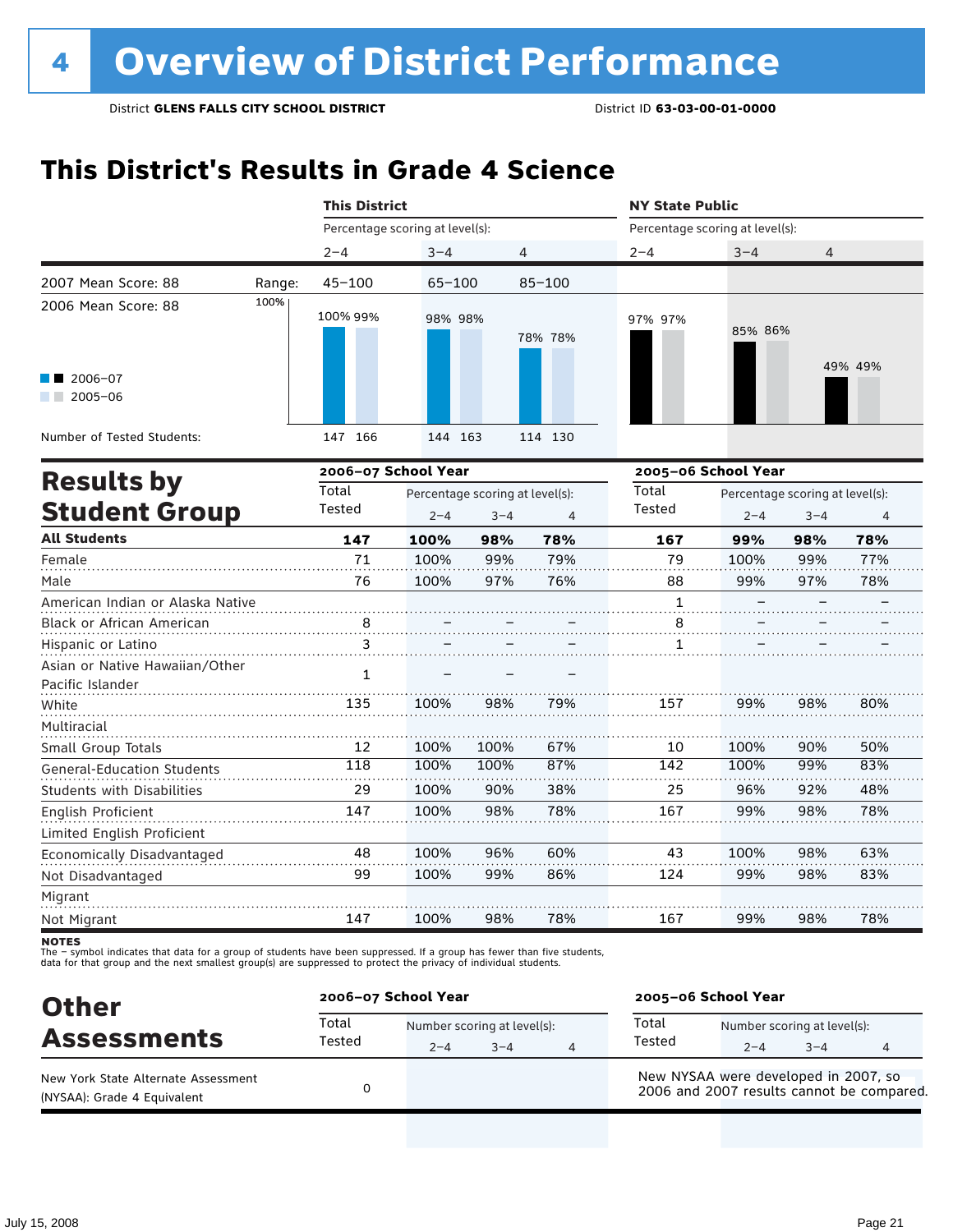# 4 Overview of District Performance

District **GLENS FALLS CITY SCHOOL DISTRICT** District ID **63-03-00-01-0000**

## This District's Results in Grade 4 Science

| | This District | | | NY State Public | | |
|---|---|---|---|---|---|---|
| | Percentage scoring at level(s): | | | Percentage scoring at level(s): | | |
| | 2–4 | 3–4 | 4 | 2–4 | 3–4 | 4 |
| 2007 Mean Score: 88 — Range: | 45–100 | 65–100 | 85–100 | | | |
| 2006 Mean Score: 88 | | | | | | |
| 2006–07 | 100% | 98% | 78% | 97% | 85% | 49% |
| 2005–06 | 99% | 98% | 78% | 97% | 86% | 49% |
| Number of Tested Students (2006–07) | 147 | 144 | 114 | | | |
| Number of Tested Students (2005–06) | 166 | 163 | 130 | | | |

## Results by Student Group

| | 2006–07 School Year | | | | 2005–06 School Year | | | |
|---|---|---|---|---|---|---|---|---|
| | Total Tested | Percentage scoring at level(s): | | | Total Tested | Percentage scoring at level(s): | | |
| | | 2–4 | 3–4 | 4 | | 2–4 | 3–4 | 4 |
| **All Students** | **147** | **100%** | **98%** | **78%** | **167** | **99%** | **98%** | **78%** |
| Female | 71 | 100% | 99% | 79% | 79 | 100% | 99% | 77% |
| Male | 76 | 100% | 97% | 76% | 88 | 99% | 97% | 78% |
| American Indian or Alaska Native | | | | | 1 | – | – | – |
| Black or African American | 8 | – | – | – | 8 | – | – | – |
| Hispanic or Latino | 3 | – | – | – | 1 | – | – | – |
| Asian or Native Hawaiian/Other Pacific Islander | 1 | – | – | – | | | | |
| White | 135 | 100% | 98% | 79% | 157 | 99% | 98% | 80% |
| Multiracial | | | | | | | | |
| Small Group Totals | 12 | 100% | 100% | 67% | 10 | 100% | 90% | 50% |
| General-Education Students | 118 | 100% | 100% | 87% | 142 | 100% | 99% | 83% |
| Students with Disabilities | 29 | 100% | 90% | 38% | 25 | 96% | 92% | 48% |
| English Proficient | 147 | 100% | 98% | 78% | 167 | 99% | 98% | 78% |
| Limited English Proficient | | | | | | | | |
| Economically Disadvantaged | 48 | 100% | 96% | 60% | 43 | 100% | 98% | 63% |
| Not Disadvantaged | 99 | 100% | 99% | 86% | 124 | 99% | 98% | 83% |
| Migrant | | | | | | | | |
| Not Migrant | 147 | 100% | 98% | 78% | 167 | 99% | 98% | 78% |

**NOTES**

The – symbol indicates that data for a group of students have been suppressed. If a group has fewer than five students, data for that group and the next smallest group(s) are suppressed to protect the privacy of individual students.

## Other Assessments

| | 2006–07 School Year | | | | 2005–06 School Year | | | |
|---|---|---|---|---|---|---|---|---|
| | Total Tested | Number scoring at level(s): | | | Total Tested | Number scoring at level(s): | | |
| | | 2–4 | 3–4 | 4 | | 2–4 | 3–4 | 4 |
| New York State Alternate Assessment (NYSAA): Grade 4 Equivalent | 0 | | | | New NYSAA were developed in 2007, so 2006 and 2007 results cannot be compared. | | | |

July 15, 2008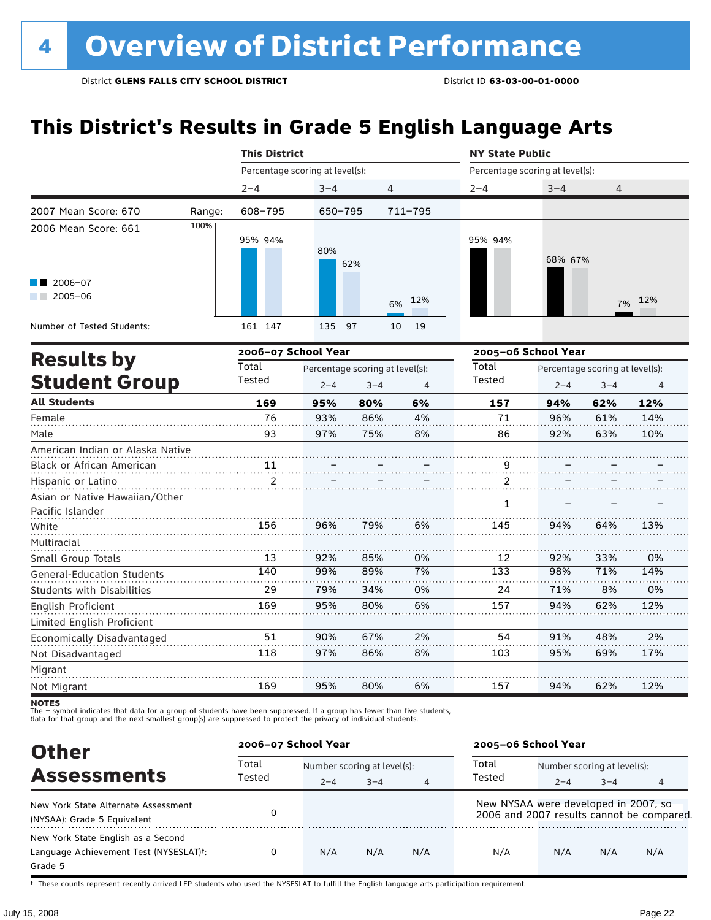# 4 Overview of District Performance

District **GLENS FALLS CITY SCHOOL DISTRICT** District ID **63-03-00-01-0000**

## This District's Results in Grade 5 English Language Arts

| | | This District | | | NY State Public | | |
|---|---|---|---|---|---|---|---|
| | | Percentage scoring at level(s): | | | Percentage scoring at level(s): | | |
| | | 2–4 | 3–4 | 4 | 2–4 | 3–4 | 4 |
| 2007 Mean Score: 670 | Range: | 608–795 | 650–795 | 711–795 | | | |
| 2006 Mean Score: 661 | | | | | | | |
| 2006–07 | | 95% | 80% | 6% | 95% | 68% | 7% |
| 2005–06 | | 94% | 62% | 12% | 94% | 67% | 12% |
| Number of Tested Students: 2006–07 | | 161 | 135 | 10 | | | |
| Number of Tested Students: 2005–06 | | 147 | 97 | 19 | | | |

## Results by Student Group

| | 2006–07 School Year | | | | 2005–06 School Year | | | |
|---|---|---|---|---|---|---|---|---|
| | Total Tested | Percentage scoring at level(s): | | | Total Tested | Percentage scoring at level(s): | | |
| | | 2–4 | 3–4 | 4 | | 2–4 | 3–4 | 4 |
| **All Students** | **169** | **95%** | **80%** | **6%** | **157** | **94%** | **62%** | **12%** |
| Female | 76 | 93% | 86% | 4% | 71 | 96% | 61% | 14% |
| Male | 93 | 97% | 75% | 8% | 86 | 92% | 63% | 10% |
| American Indian or Alaska Native | | | | | | | | |
| Black or African American | 11 | – | – | – | 9 | – | – | – |
| Hispanic or Latino | 2 | – | – | – | 2 | – | – | – |
| Asian or Native Hawaiian/Other Pacific Islander | | | | | 1 | – | – | – |
| White | 156 | 96% | 79% | 6% | 145 | 94% | 64% | 13% |
| Multiracial | | | | | | | | |
| Small Group Totals | 13 | 92% | 85% | 0% | 12 | 92% | 33% | 0% |
| General-Education Students | 140 | 99% | 89% | 7% | 133 | 98% | 71% | 14% |
| Students with Disabilities | 29 | 79% | 34% | 0% | 24 | 71% | 8% | 0% |
| English Proficient | 169 | 95% | 80% | 6% | 157 | 94% | 62% | 12% |
| Limited English Proficient | | | | | | | | |
| Economically Disadvantaged | 51 | 90% | 67% | 2% | 54 | 91% | 48% | 2% |
| Not Disadvantaged | 118 | 97% | 86% | 8% | 103 | 95% | 69% | 17% |
| Migrant | | | | | | | | |
| Not Migrant | 169 | 95% | 80% | 6% | 157 | 94% | 62% | 12% |

**NOTES**
The – symbol indicates that data for a group of students have been suppressed. If a group has fewer than five students, data for that group and the next smallest group(s) are suppressed to protect the privacy of individual students.

## Other Assessments

| | 2006–07 School Year | | | | 2005–06 School Year | | | |
|---|---|---|---|---|---|---|---|---|
| | Total Tested | Number scoring at level(s): | | | Total Tested | Number scoring at level(s): | | |
| | | 2–4 | 3–4 | 4 | | 2–4 | 3–4 | 4 |
| New York State Alternate Assessment (NYSAA): Grade 5 Equivalent | 0 | | | | New NYSAA were developed in 2007, so 2006 and 2007 results cannot be compared. | | | |
| New York State English as a Second Language Achievement Test (NYSESLAT)†: Grade 5 | 0 | N/A | N/A | N/A | N/A | N/A | N/A | N/A |

† These counts represent recently arrived LEP students who used the NYSESLAT to fulfill the English language arts participation requirement.

July 15, 2008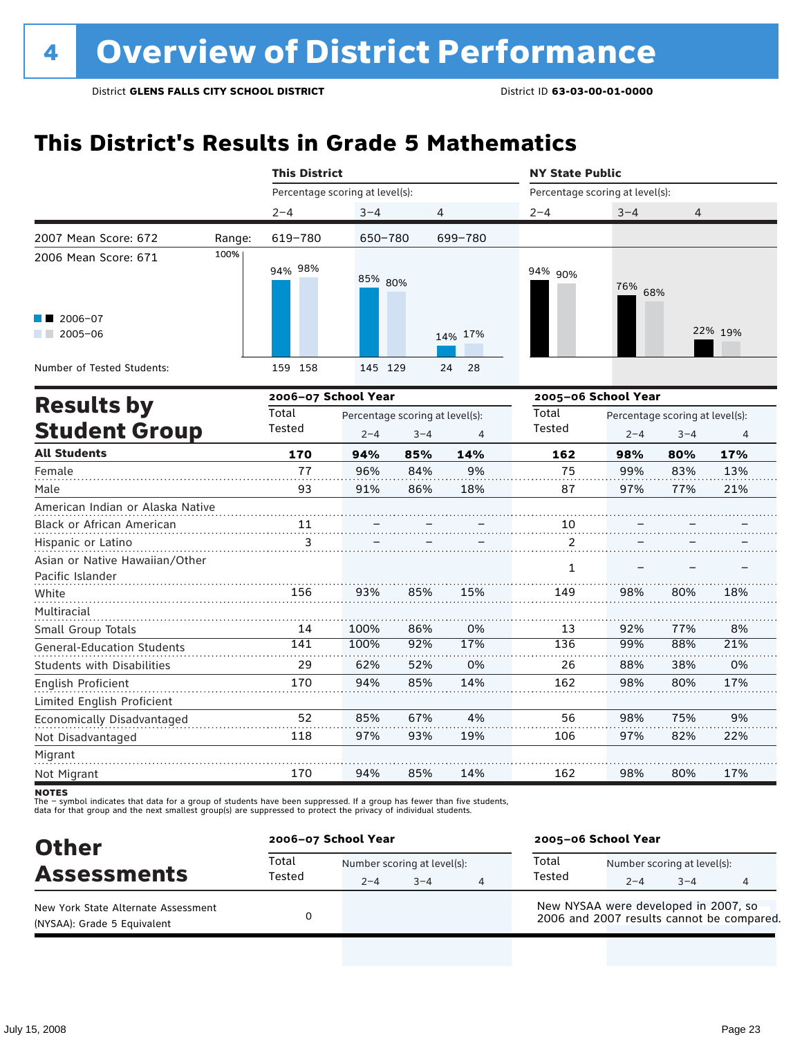# 4 Overview of District Performance

District **GLENS FALLS CITY SCHOOL DISTRICT** District ID **63-03-00-01-0000**

## This District's Results in Grade 5 Mathematics

| | | This District | | | NY State Public | | |
|---|---|---|---|---|---|---|---|
| | | Percentage scoring at level(s): | | | Percentage scoring at level(s): | | |
| | | 2–4 | 3–4 | 4 | 2–4 | 3–4 | 4 |
| 2007 Mean Score: 672 | Range: | 619–780 | 650–780 | 699–780 | | | |
| 2006 Mean Score: 671 | | | | | | | |
| 2006–07 | | 94% | 85% | 14% | 94% | 76% | 22% |
| 2005–06 | | 98% | 80% | 17% | 90% | 68% | 19% |
| Number of Tested Students: 2006–07 | | 159 | 145 | 24 | | | |
| Number of Tested Students: 2005–06 | | 158 | 129 | 28 | | | |

## Results by Student Group

| | 2006–07 School Year | | | | 2005–06 School Year | | | |
|---|---|---|---|---|---|---|---|---|
| | Total Tested | Percentage scoring at level(s): 2–4 | 3–4 | 4 | Total Tested | Percentage scoring at level(s): 2–4 | 3–4 | 4 |
| **All Students** | **170** | **94%** | **85%** | **14%** | **162** | **98%** | **80%** | **17%** |
| Female | 77 | 96% | 84% | 9% | 75 | 99% | 83% | 13% |
| Male | 93 | 91% | 86% | 18% | 87 | 97% | 77% | 21% |
| American Indian or Alaska Native | | | | | | | | |
| Black or African American | 11 | – | – | – | 10 | – | – | – |
| Hispanic or Latino | 3 | – | – | – | 2 | – | – | – |
| Asian or Native Hawaiian/Other Pacific Islander | | | | | 1 | – | – | – |
| White | 156 | 93% | 85% | 15% | 149 | 98% | 80% | 18% |
| Multiracial | | | | | | | | |
| Small Group Totals | 14 | 100% | 86% | 0% | 13 | 92% | 77% | 8% |
| General-Education Students | 141 | 100% | 92% | 17% | 136 | 99% | 88% | 21% |
| Students with Disabilities | 29 | 62% | 52% | 0% | 26 | 88% | 38% | 0% |
| English Proficient | 170 | 94% | 85% | 14% | 162 | 98% | 80% | 17% |
| Limited English Proficient | | | | | | | | |
| Economically Disadvantaged | 52 | 85% | 67% | 4% | 56 | 98% | 75% | 9% |
| Not Disadvantaged | 118 | 97% | 93% | 19% | 106 | 97% | 82% | 22% |
| Migrant | | | | | | | | |
| Not Migrant | 170 | 94% | 85% | 14% | 162 | 98% | 80% | 17% |

**NOTES**
The – symbol indicates that data for a group of students have been suppressed. If a group has fewer than five students, data for that group and the next smallest group(s) are suppressed to protect the privacy of individual students.

## Other Assessments

| | 2006–07 School Year | | | | 2005–06 School Year | | | |
|---|---|---|---|---|---|---|---|---|
| | Total Tested | Number scoring at level(s): 2–4 | 3–4 | 4 | Total Tested | Number scoring at level(s): 2–4 | 3–4 | 4 |
| New York State Alternate Assessment (NYSAA): Grade 5 Equivalent | 0 | | | | New NYSAA were developed in 2007, so 2006 and 2007 results cannot be compared. | | | |

July 15, 2008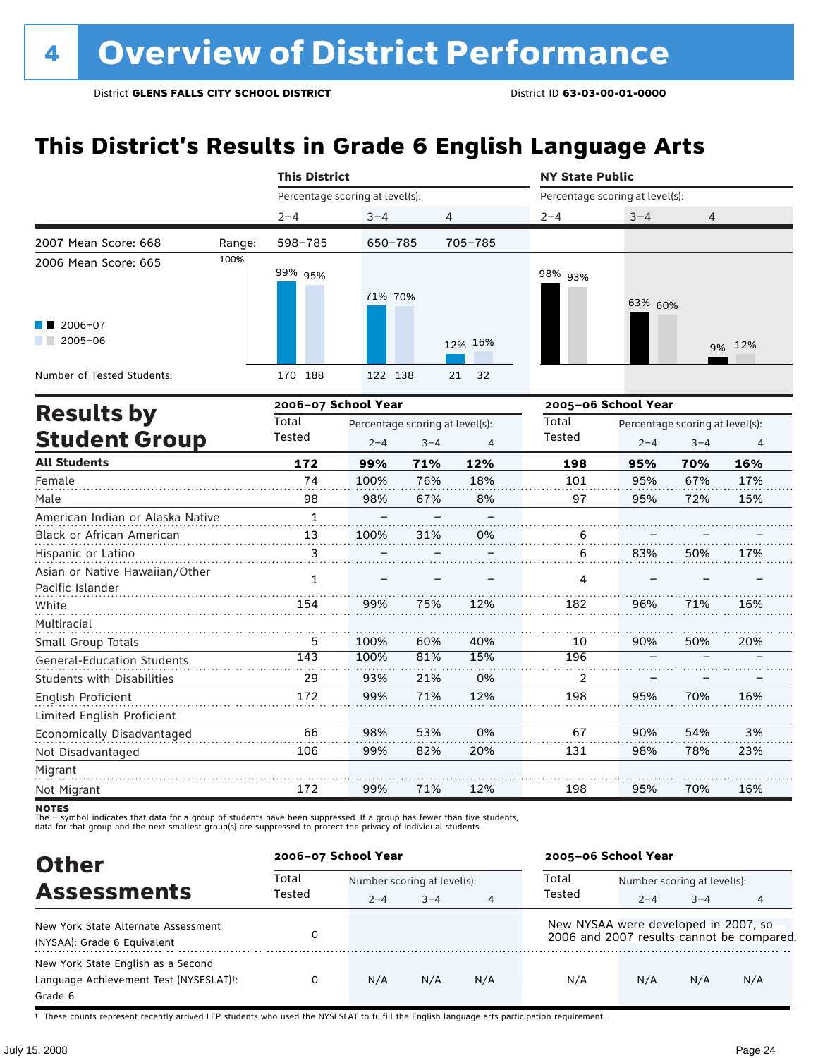# 4 Overview of District Performance

District **GLENS FALLS CITY SCHOOL DISTRICT** District ID **63-03-00-01-0000**

## This District's Results in Grade 6 English Language Arts

| | | This District | | | NY State Public | | |
|---|---|---|---|---|---|---|---|
| | | Percentage scoring at level(s): | | | Percentage scoring at level(s): | | |
| | | 2–4 | 3–4 | 4 | 2–4 | 3–4 | 4 |
| 2007 Mean Score: 668 | Range: | 598–785 | 650–785 | 705–785 | | | |
| 2006 Mean Score: 665 | 2006–07 | 99% | 71% | 12% | 98% | 63% | 9% |
| | 2005–06 | 95% | 70% | 16% | 93% | 60% | 12% |
| Number of Tested Students: | 2006–07 | 170 | 122 | 21 | | | |
| | 2005–06 | 188 | 138 | 32 | | | |

## Results by Student Group

| | 2006–07 School Year | | | | 2005–06 School Year | | | |
|---|---|---|---|---|---|---|---|---|
| | Total Tested | Percentage scoring at level(s): | | | Total Tested | Percentage scoring at level(s): | | |
| | | 2–4 | 3–4 | 4 | | 2–4 | 3–4 | 4 |
| **All Students** | **172** | **99%** | **71%** | **12%** | **198** | **95%** | **70%** | **16%** |
| Female | 74 | 100% | 76% | 18% | 101 | 95% | 67% | 17% |
| Male | 98 | 98% | 67% | 8% | 97 | 95% | 72% | 15% |
| American Indian or Alaska Native | 1 | – | – | – | | | | |
| Black or African American | 13 | 100% | 31% | 0% | 6 | – | – | – |
| Hispanic or Latino | 3 | – | – | – | 6 | 83% | 50% | 17% |
| Asian or Native Hawaiian/Other Pacific Islander | 1 | – | – | – | 4 | – | – | – |
| White | 154 | 99% | 75% | 12% | 182 | 96% | 71% | 16% |
| Multiracial | | | | | | | | |
| Small Group Totals | 5 | 100% | 60% | 40% | 10 | 90% | 50% | 20% |
| General-Education Students | 143 | 100% | 81% | 15% | 196 | – | – | – |
| Students with Disabilities | 29 | 93% | 21% | 0% | 2 | – | – | – |
| English Proficient | 172 | 99% | 71% | 12% | 198 | 95% | 70% | 16% |
| Limited English Proficient | | | | | | | | |
| Economically Disadvantaged | 66 | 98% | 53% | 0% | 67 | 90% | 54% | 3% |
| Not Disadvantaged | 106 | 99% | 82% | 20% | 131 | 98% | 78% | 23% |
| Migrant | | | | | | | | |
| Not Migrant | 172 | 99% | 71% | 12% | 198 | 95% | 70% | 16% |

**NOTES**
The – symbol indicates that data for a group of students have been suppressed. If a group has fewer than five students, data for that group and the next smallest group(s) are suppressed to protect the privacy of individual students.

## Other Assessments

| | 2006–07 School Year | | | | 2005–06 School Year | | | |
|---|---|---|---|---|---|---|---|---|
| | Total Tested | Number scoring at level(s): | | | Total Tested | Number scoring at level(s): | | |
| | | 2–4 | 3–4 | 4 | | 2–4 | 3–4 | 4 |
| New York State Alternate Assessment (NYSAA): Grade 6 Equivalent | 0 | | | | New NYSAA were developed in 2007, so 2006 and 2007 results cannot be compared. | | | |
| New York State English as a Second Language Achievement Test (NYSESLAT)†: Grade 6 | 0 | N/A | N/A | N/A | N/A | N/A | N/A | N/A |

† These counts represent recently arrived LEP students who used the NYSESLAT to fulfill the English language arts participation requirement.

July 15, 2008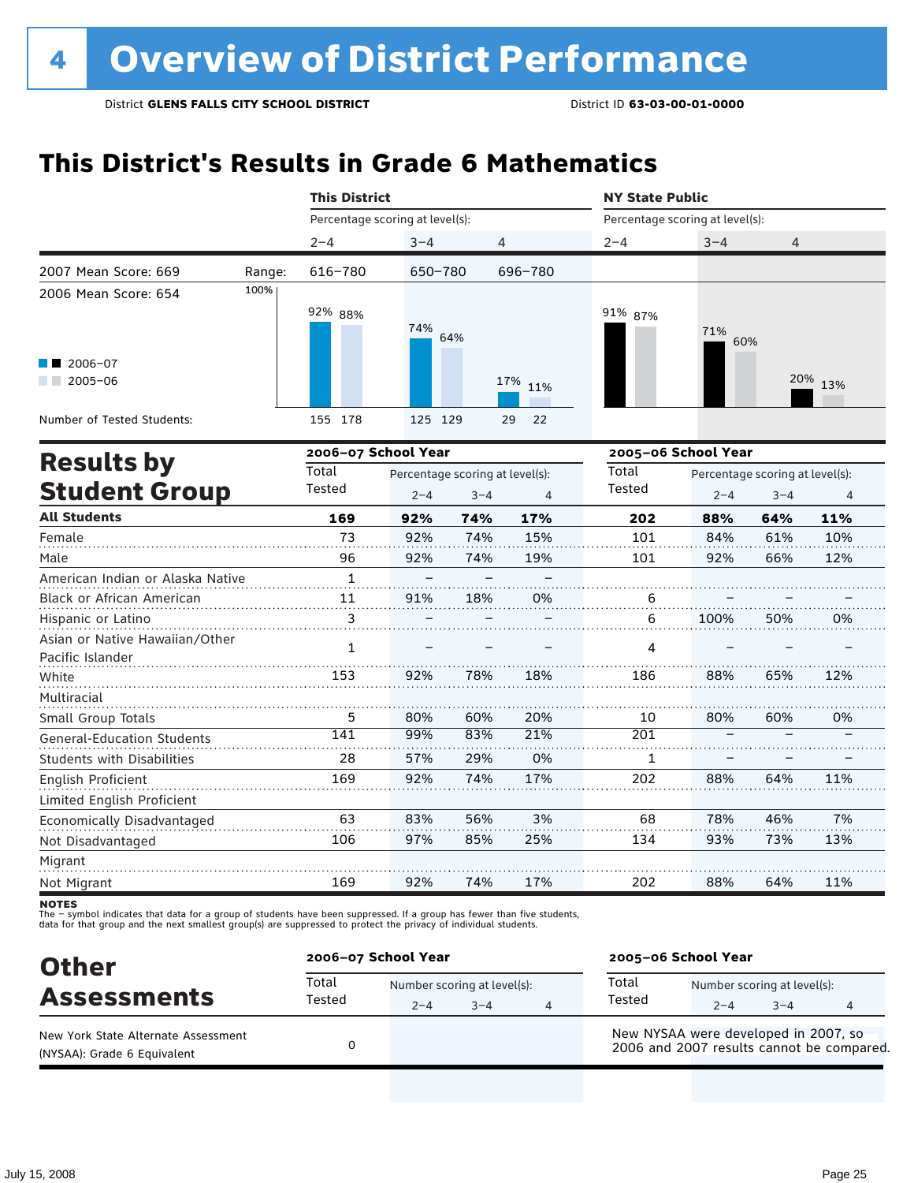# 4 Overview of District Performance

District **GLENS FALLS CITY SCHOOL DISTRICT** District ID **63-03-00-01-0000**

## This District's Results in Grade 6 Mathematics

| | This District | | | NY State Public | | |
|---|---|---|---|---|---|---|
| | Percentage scoring at level(s): | | | Percentage scoring at level(s): | | |
| | 2–4 | 3–4 | 4 | 2–4 | 3–4 | 4 |
| 2007 Mean Score: 669 — Range: | 616–780 | 650–780 | 696–780 | | | |
| 2006 Mean Score: 654 | | | | | | |
| 2006–07 | 92% | 74% | 17% | 91% | 71% | 20% |
| 2005–06 | 88% | 64% | 11% | 87% | 60% | 13% |
| Number of Tested Students (2006–07 / 2005–06): | 155 / 178 | 125 / 129 | 29 / 22 | | | |

## Results by Student Group

| | 2006–07 School Year | | | | 2005–06 School Year | | | |
|---|---|---|---|---|---|---|---|---|
| | Total Tested | Percentage scoring at level(s): | | | Total Tested | Percentage scoring at level(s): | | |
| | | 2–4 | 3–4 | 4 | | 2–4 | 3–4 | 4 |
| **All Students** | **169** | **92%** | **74%** | **17%** | **202** | **88%** | **64%** | **11%** |
| Female | 73 | 92% | 74% | 15% | 101 | 84% | 61% | 10% |
| Male | 96 | 92% | 74% | 19% | 101 | 92% | 66% | 12% |
| American Indian or Alaska Native | 1 | – | – | – | | | | |
| Black or African American | 11 | 91% | 18% | 0% | 6 | – | – | – |
| Hispanic or Latino | 3 | – | – | – | 6 | 100% | 50% | 0% |
| Asian or Native Hawaiian/Other Pacific Islander | 1 | – | – | – | 4 | – | – | – |
| White | 153 | 92% | 78% | 18% | 186 | 88% | 65% | 12% |
| Multiracial | | | | | | | | |
| Small Group Totals | 5 | 80% | 60% | 20% | 10 | 80% | 60% | 0% |
| General-Education Students | 141 | 99% | 83% | 21% | 201 | – | – | – |
| Students with Disabilities | 28 | 57% | 29% | 0% | 1 | – | – | – |
| English Proficient | 169 | 92% | 74% | 17% | 202 | 88% | 64% | 11% |
| Limited English Proficient | | | | | | | | |
| Economically Disadvantaged | 63 | 83% | 56% | 3% | 68 | 78% | 46% | 7% |
| Not Disadvantaged | 106 | 97% | 85% | 25% | 134 | 93% | 73% | 13% |
| Migrant | | | | | | | | |
| Not Migrant | 169 | 92% | 74% | 17% | 202 | 88% | 64% | 11% |

**NOTES**
The – symbol indicates that data for a group of students have been suppressed. If a group has fewer than five students, data for that group and the next smallest group(s) are suppressed to protect the privacy of individual students.

## Other Assessments

| | 2006–07 School Year | | | | 2005–06 School Year | | | |
|---|---|---|---|---|---|---|---|---|
| | Total Tested | Number scoring at level(s): | | | Total Tested | Number scoring at level(s): | | |
| | | 2–4 | 3–4 | 4 | | 2–4 | 3–4 | 4 |
| New York State Alternate Assessment (NYSAA): Grade 6 Equivalent | 0 | | | | New NYSAA were developed in 2007, so 2006 and 2007 results cannot be compared. | | | |

July 15, 2008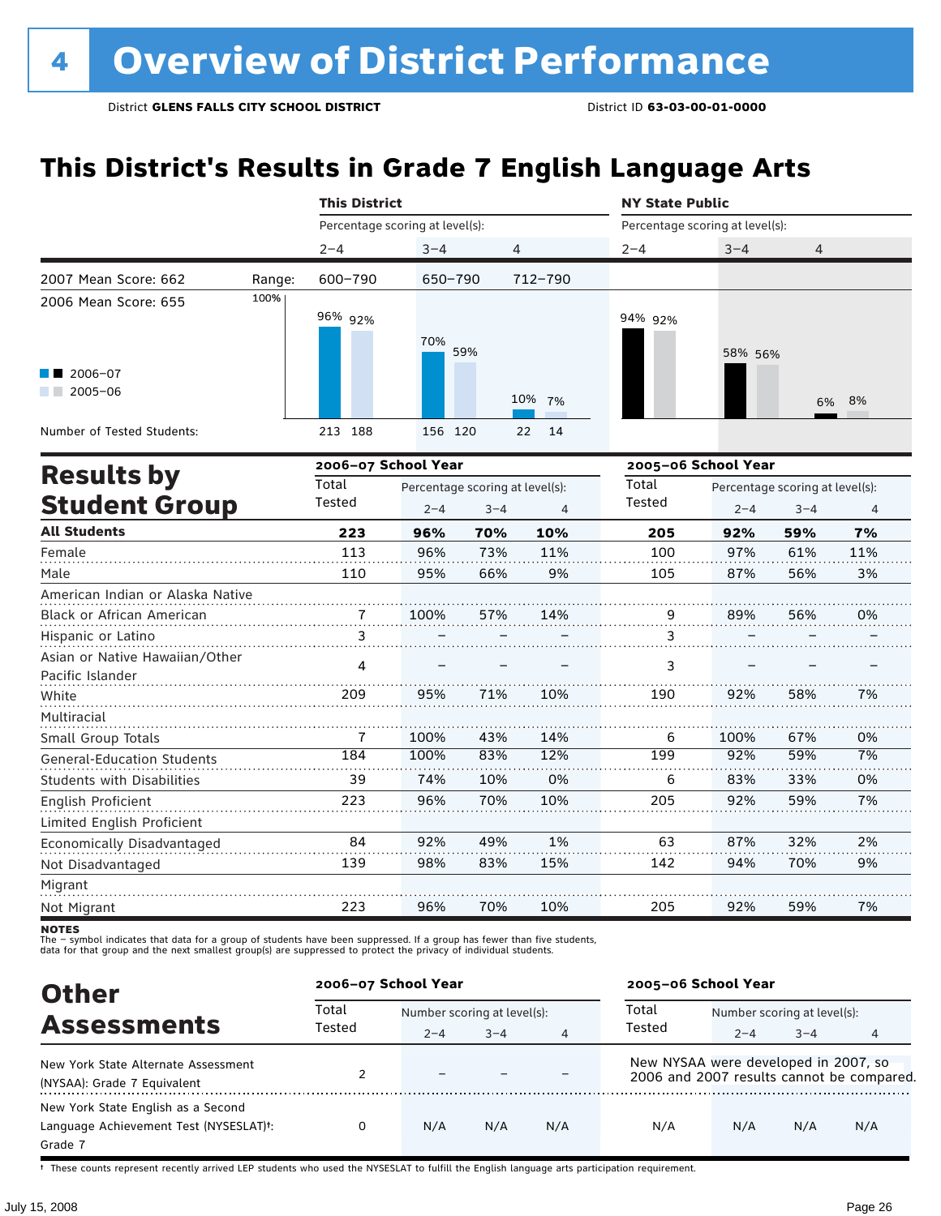# 4 Overview of District Performance

District **GLENS FALLS CITY SCHOOL DISTRICT** District ID **63-03-00-01-0000**

## This District's Results in Grade 7 English Language Arts

| | | This District | | | NY State Public | | |
|---|---|---|---|---|---|---|---|
| | | Percentage scoring at level(s): | | | Percentage scoring at level(s): | | |
| | | 2–4 | 3–4 | 4 | 2–4 | 3–4 | 4 |
| 2007 Mean Score: 662 | Range: | 600–790 | 650–790 | 712–790 | | | |
| 2006 Mean Score: 655 | | | | | | | |
| 2006–07 | | 96% | 70% | 10% | 94% | 58% | 6% |
| 2005–06 | | 92% | 59% | 7% | 92% | 56% | 8% |
| Number of Tested Students: 2006–07 | | 213 | 156 | 22 | | | |
| Number of Tested Students: 2005–06 | | 188 | 120 | 14 | | | |

## Results by Student Group

| | 2006–07 School Year | | | | 2005–06 School Year | | | |
|---|---|---|---|---|---|---|---|---|
| | Total Tested | Percentage scoring at level(s): 2–4 | 3–4 | 4 | Total Tested | Percentage scoring at level(s): 2–4 | 3–4 | 4 |
| **All Students** | **223** | **96%** | **70%** | **10%** | **205** | **92%** | **59%** | **7%** |
| Female | 113 | 96% | 73% | 11% | 100 | 97% | 61% | 11% |
| Male | 110 | 95% | 66% | 9% | 105 | 87% | 56% | 3% |
| American Indian or Alaska Native | | | | | | | | |
| Black or African American | 7 | 100% | 57% | 14% | 9 | 89% | 56% | 0% |
| Hispanic or Latino | 3 | – | – | – | 3 | – | – | – |
| Asian or Native Hawaiian/Other Pacific Islander | 4 | – | – | – | 3 | – | – | – |
| White | 209 | 95% | 71% | 10% | 190 | 92% | 58% | 7% |
| Multiracial | | | | | | | | |
| Small Group Totals | 7 | 100% | 43% | 14% | 6 | 100% | 67% | 0% |
| General-Education Students | 184 | 100% | 83% | 12% | 199 | 92% | 59% | 7% |
| Students with Disabilities | 39 | 74% | 10% | 0% | 6 | 83% | 33% | 0% |
| English Proficient | 223 | 96% | 70% | 10% | 205 | 92% | 59% | 7% |
| Limited English Proficient | | | | | | | | |
| Economically Disadvantaged | 84 | 92% | 49% | 1% | 63 | 87% | 32% | 2% |
| Not Disadvantaged | 139 | 98% | 83% | 15% | 142 | 94% | 70% | 9% |
| Migrant | | | | | | | | |
| Not Migrant | 223 | 96% | 70% | 10% | 205 | 92% | 59% | 7% |

**NOTES**
The – symbol indicates that data for a group of students have been suppressed. If a group has fewer than five students, data for that group and the next smallest group(s) are suppressed to protect the privacy of individual students.

## Other Assessments

| | 2006–07 School Year | | | | 2005–06 School Year | | | |
|---|---|---|---|---|---|---|---|---|
| | Total Tested | Number scoring at level(s): 2–4 | 3–4 | 4 | Total Tested | Number scoring at level(s): 2–4 | 3–4 | 4 |
| New York State Alternate Assessment (NYSAA): Grade 7 Equivalent | 2 | – | – | – | New NYSAA were developed in 2007, so 2006 and 2007 results cannot be compared. | | | |
| New York State English as a Second Language Achievement Test (NYSESLAT)†: Grade 7 | 0 | N/A | N/A | N/A | N/A | N/A | N/A | N/A |

† These counts represent recently arrived LEP students who used the NYSESLAT to fulfill the English language arts participation requirement.

July 15, 2008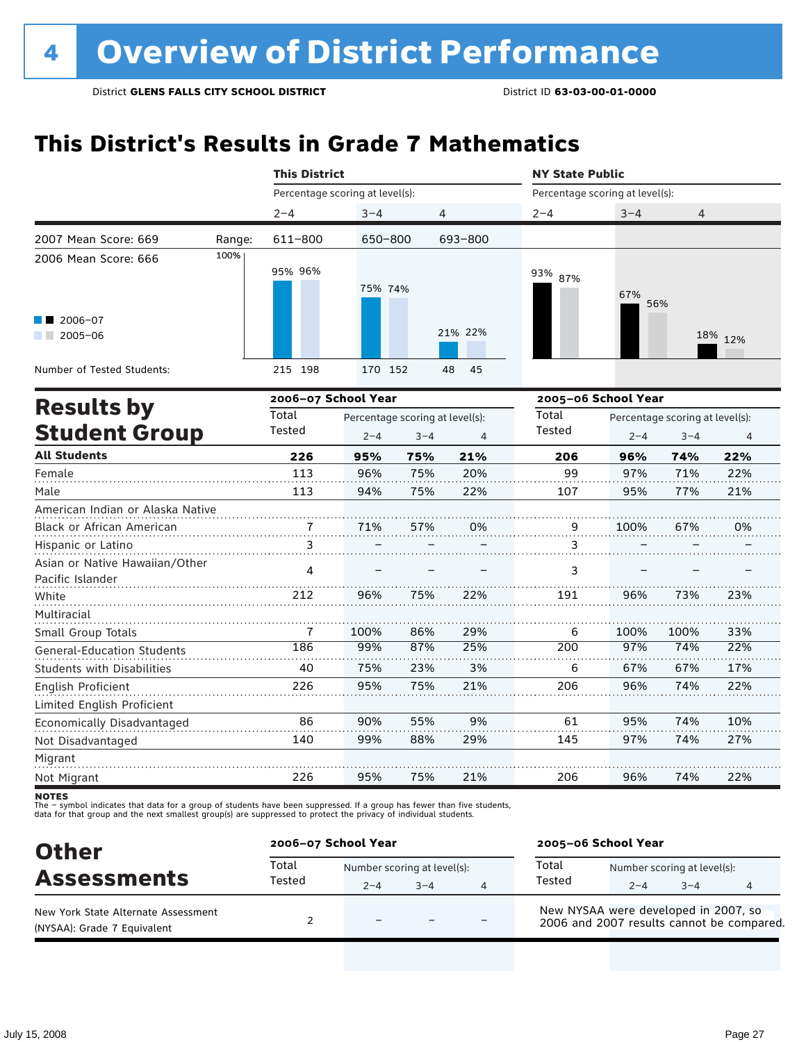# 4 Overview of District Performance

District **GLENS FALLS CITY SCHOOL DISTRICT** District ID **63-03-00-01-0000**

## This District's Results in Grade 7 Mathematics

| | This District | | | NY State Public | | |
|---|---|---|---|---|---|---|
| | Percentage scoring at level(s): | | | Percentage scoring at level(s): | | |
| | 2–4 | 3–4 | 4 | 2–4 | 3–4 | 4 |
| 2007 Mean Score: 669 — Range: | 611–800 | 650–800 | 693–800 | | | |
| 2006 Mean Score: 666 | | | | | | |
| 2006–07 | 95% | 75% | 21% | 93% | 67% | 18% |
| 2005–06 | 96% | 74% | 22% | 87% | 56% | 12% |
| Number of Tested Students: 2006–07 | 215 | 170 | 48 | | | |
| Number of Tested Students: 2005–06 | 198 | 152 | 45 | | | |

## Results by Student Group

| | 2006–07 School Year | | | | 2005–06 School Year | | | |
|---|---|---|---|---|---|---|---|---|
| | Total Tested | Percentage scoring at level(s): | | | Total Tested | Percentage scoring at level(s): | | |
| | | 2–4 | 3–4 | 4 | | 2–4 | 3–4 | 4 |
| **All Students** | **226** | **95%** | **75%** | **21%** | **206** | **96%** | **74%** | **22%** |
| Female | 113 | 96% | 75% | 20% | 99 | 97% | 71% | 22% |
| Male | 113 | 94% | 75% | 22% | 107 | 95% | 77% | 21% |
| American Indian or Alaska Native | | | | | | | | |
| Black or African American | 7 | 71% | 57% | 0% | 9 | 100% | 67% | 0% |
| Hispanic or Latino | 3 | – | – | – | 3 | – | – | – |
| Asian or Native Hawaiian/Other Pacific Islander | 4 | – | – | – | 3 | – | – | – |
| White | 212 | 96% | 75% | 22% | 191 | 96% | 73% | 23% |
| Multiracial | | | | | | | | |
| Small Group Totals | 7 | 100% | 86% | 29% | 6 | 100% | 100% | 33% |
| General-Education Students | 186 | 99% | 87% | 25% | 200 | 97% | 74% | 22% |
| Students with Disabilities | 40 | 75% | 23% | 3% | 6 | 67% | 67% | 17% |
| English Proficient | 226 | 95% | 75% | 21% | 206 | 96% | 74% | 22% |
| Limited English Proficient | | | | | | | | |
| Economically Disadvantaged | 86 | 90% | 55% | 9% | 61 | 95% | 74% | 10% |
| Not Disadvantaged | 140 | 99% | 88% | 29% | 145 | 97% | 74% | 27% |
| Migrant | | | | | | | | |
| Not Migrant | 226 | 95% | 75% | 21% | 206 | 96% | 74% | 22% |

**NOTES**
The – symbol indicates that data for a group of students have been suppressed. If a group has fewer than five students, data for that group and the next smallest group(s) are suppressed to protect the privacy of individual students.

## Other Assessments

| | 2006–07 School Year | | | | 2005–06 School Year | | | |
|---|---|---|---|---|---|---|---|---|
| | Total Tested | Number scoring at level(s): | | | Total Tested | Number scoring at level(s): | | |
| | | 2–4 | 3–4 | 4 | | 2–4 | 3–4 | 4 |
| New York State Alternate Assessment (NYSAA): Grade 7 Equivalent | 2 | – | – | – | New NYSAA were developed in 2007, so 2006 and 2007 results cannot be compared. | | | |

July 15, 2008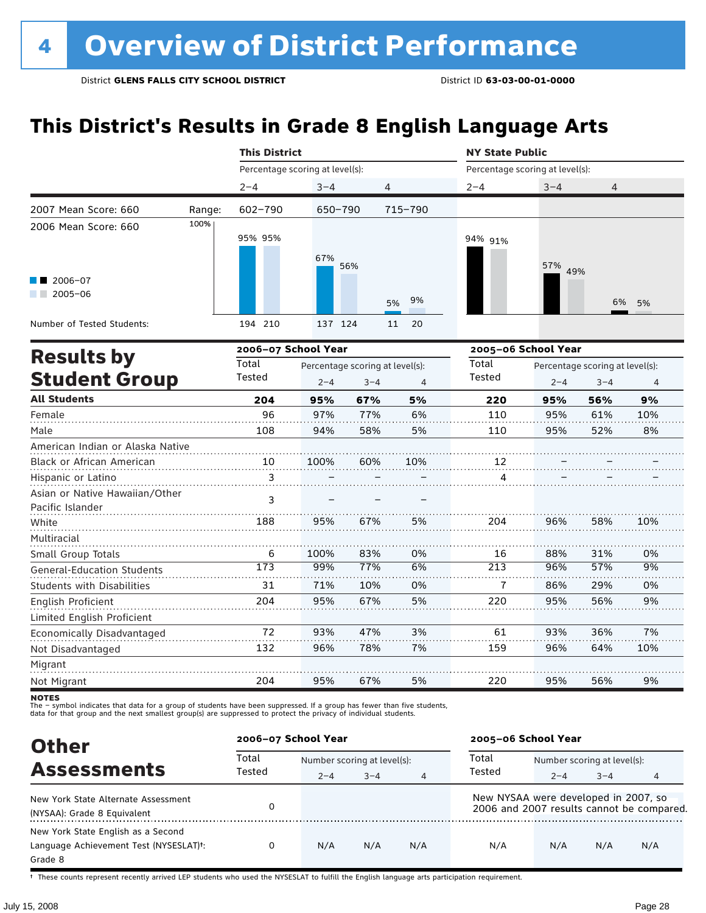# 4 Overview of District Performance

District **GLENS FALLS CITY SCHOOL DISTRICT** District ID **63-03-00-01-0000**

## This District's Results in Grade 8 English Language Arts

| | This District | | | NY State Public | | |
|---|---|---|---|---|---|---|
| | Percentage scoring at level(s): | | | Percentage scoring at level(s): | | |
| | 2–4 | 3–4 | 4 | 2–4 | 3–4 | 4 |
| Range: | 602–790 | 650–790 | 715–790 | | | |
| 2006–07 | 95% | 67% | 5% | 94% | 57% | 6% |
| 2005–06 | 95% | 56% | 9% | 91% | 49% | 5% |
| Number of Tested Students: 2006–07 | 194 | 137 | 11 | | | |
| Number of Tested Students: 2005–06 | 210 | 124 | 20 | | | |

2007 Mean Score: 660

2006 Mean Score: 660

## Results by Student Group

| | 2006–07 School Year | | | | 2005–06 School Year | | | |
|---|---|---|---|---|---|---|---|---|
| | Total Tested | Percentage scoring at level(s): 2–4 | 3–4 | 4 | Total Tested | Percentage scoring at level(s): 2–4 | 3–4 | 4 |
| **All Students** | **204** | **95%** | **67%** | **5%** | **220** | **95%** | **56%** | **9%** |
| Female | 96 | 97% | 77% | 6% | 110 | 95% | 61% | 10% |
| Male | 108 | 94% | 58% | 5% | 110 | 95% | 52% | 8% |
| American Indian or Alaska Native | | | | | | | | |
| Black or African American | 10 | 100% | 60% | 10% | 12 | – | – | – |
| Hispanic or Latino | 3 | – | – | – | 4 | – | – | – |
| Asian or Native Hawaiian/Other Pacific Islander | 3 | – | – | – | | | | |
| White | 188 | 95% | 67% | 5% | 204 | 96% | 58% | 10% |
| Multiracial | | | | | | | | |
| Small Group Totals | 6 | 100% | 83% | 0% | 16 | 88% | 31% | 0% |
| General-Education Students | 173 | 99% | 77% | 6% | 213 | 96% | 57% | 9% |
| Students with Disabilities | 31 | 71% | 10% | 0% | 7 | 86% | 29% | 0% |
| English Proficient | 204 | 95% | 67% | 5% | 220 | 95% | 56% | 9% |
| Limited English Proficient | | | | | | | | |
| Economically Disadvantaged | 72 | 93% | 47% | 3% | 61 | 93% | 36% | 7% |
| Not Disadvantaged | 132 | 96% | 78% | 7% | 159 | 96% | 64% | 10% |
| Migrant | | | | | | | | |
| Not Migrant | 204 | 95% | 67% | 5% | 220 | 95% | 56% | 9% |

**NOTES**
The – symbol indicates that data for a group of students have been suppressed. If a group has fewer than five students, data for that group and the next smallest group(s) are suppressed to protect the privacy of individual students.

## Other Assessments

| | 2006–07 School Year | | | | 2005–06 School Year | | | |
|---|---|---|---|---|---|---|---|---|
| | Total Tested | Number scoring at level(s): 2–4 | 3–4 | 4 | Total Tested | Number scoring at level(s): 2–4 | 3–4 | 4 |
| New York State Alternate Assessment (NYSAA): Grade 8 Equivalent | 0 | | | | New NYSAA were developed in 2007, so 2006 and 2007 results cannot be compared. | | | |
| New York State English as a Second Language Achievement Test (NYSESLAT)†: Grade 8 | 0 | N/A | N/A | N/A | N/A | N/A | N/A | N/A |

† These counts represent recently arrived LEP students who used the NYSESLAT to fulfill the English language arts participation requirement.

July 15, 2008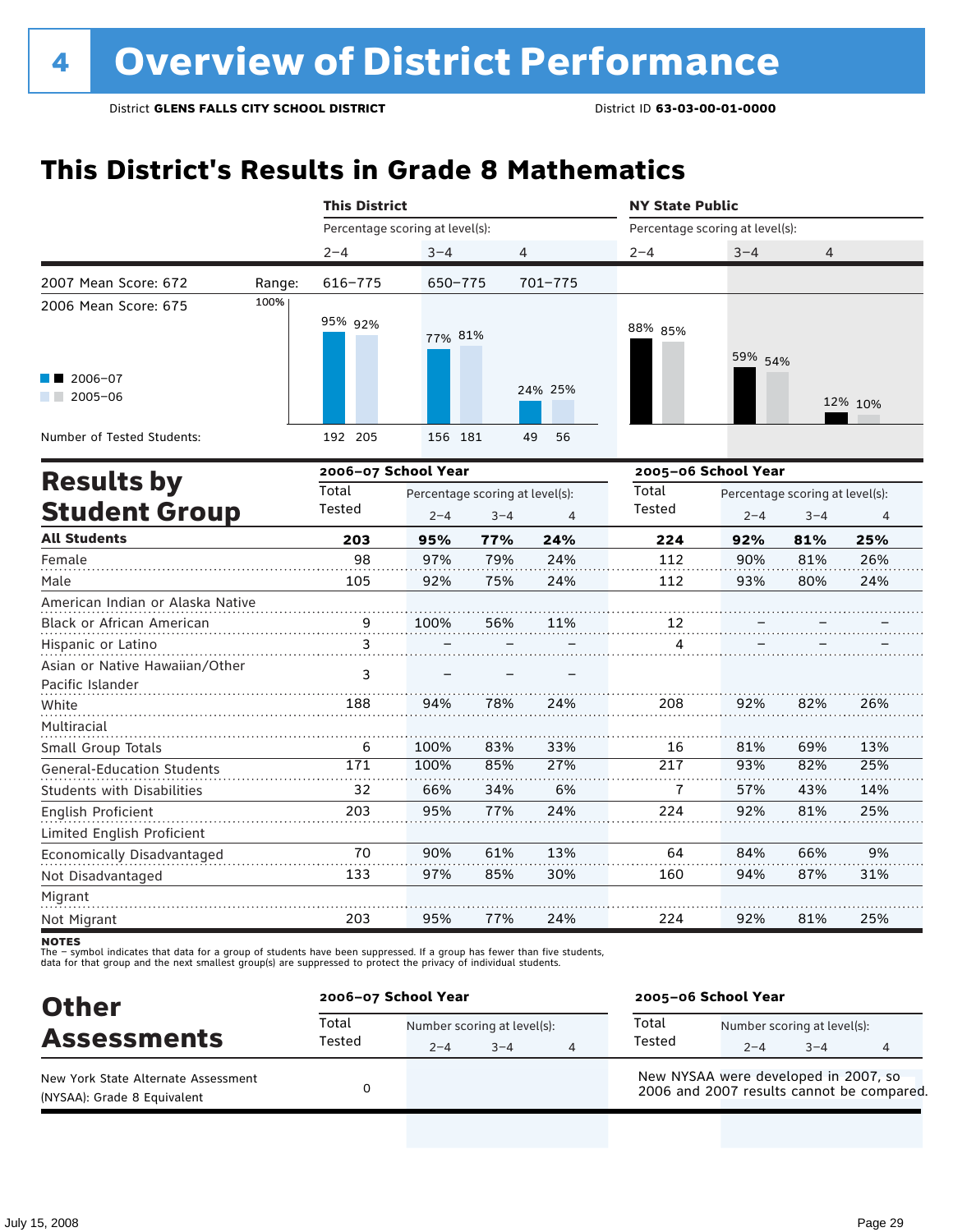# 4 Overview of District Performance

District **GLENS FALLS CITY SCHOOL DISTRICT** District ID **63-03-00-01-0000**

## This District's Results in Grade 8 Mathematics

| | | This District | | | NY State Public | | |
|---|---|---|---|---|---|---|---|
| | | Percentage scoring at level(s): | | | Percentage scoring at level(s): | | |
| | | 2–4 | 3–4 | 4 | 2–4 | 3–4 | 4 |
| 2007 Mean Score: 672 | Range: | 616–775 | 650–775 | 701–775 | | | |
| 2006 Mean Score: 675 | | | | | | | |
| 2006–07 | | 95% | 77% | 24% | 88% | 59% | 12% |
| 2005–06 | | 92% | 81% | 25% | 85% | 54% | 10% |
| Number of Tested Students: 2006–07 | | 192 | 156 | 49 | | | |
| Number of Tested Students: 2005–06 | | 205 | 181 | 56 | | | |

## Results by Student Group

| | 2006–07 School Year | | | | 2005–06 School Year | | | |
|---|---|---|---|---|---|---|---|---|
| | Total Tested | Percentage scoring at level(s): 2–4 | 3–4 | 4 | Total Tested | Percentage scoring at level(s): 2–4 | 3–4 | 4 |
| **All Students** | **203** | **95%** | **77%** | **24%** | **224** | **92%** | **81%** | **25%** |
| Female | 98 | 97% | 79% | 24% | 112 | 90% | 81% | 26% |
| Male | 105 | 92% | 75% | 24% | 112 | 93% | 80% | 24% |
| American Indian or Alaska Native | | | | | | | | |
| Black or African American | 9 | 100% | 56% | 11% | 12 | – | – | – |
| Hispanic or Latino | 3 | – | – | – | 4 | – | – | – |
| Asian or Native Hawaiian/Other Pacific Islander | 3 | – | – | – | | | | |
| White | 188 | 94% | 78% | 24% | 208 | 92% | 82% | 26% |
| Multiracial | | | | | | | | |
| Small Group Totals | 6 | 100% | 83% | 33% | 16 | 81% | 69% | 13% |
| General-Education Students | 171 | 100% | 85% | 27% | 217 | 93% | 82% | 25% |
| Students with Disabilities | 32 | 66% | 34% | 6% | 7 | 57% | 43% | 14% |
| English Proficient | 203 | 95% | 77% | 24% | 224 | 92% | 81% | 25% |
| Limited English Proficient | | | | | | | | |
| Economically Disadvantaged | 70 | 90% | 61% | 13% | 64 | 84% | 66% | 9% |
| Not Disadvantaged | 133 | 97% | 85% | 30% | 160 | 94% | 87% | 31% |
| Migrant | | | | | | | | |
| Not Migrant | 203 | 95% | 77% | 24% | 224 | 92% | 81% | 25% |

**NOTES**
The – symbol indicates that data for a group of students have been suppressed. If a group has fewer than five students, data for that group and the next smallest group(s) are suppressed to protect the privacy of individual students.

## Other Assessments

| | 2006–07 School Year | | | | 2005–06 School Year | | | |
|---|---|---|---|---|---|---|---|---|
| | Total Tested | Number scoring at level(s): 2–4 | 3–4 | 4 | Total Tested | Number scoring at level(s): 2–4 | 3–4 | 4 |
| New York State Alternate Assessment (NYSAA): Grade 8 Equivalent | 0 | | | | New NYSAA were developed in 2007, so 2006 and 2007 results cannot be compared. | | | |

July 15, 2008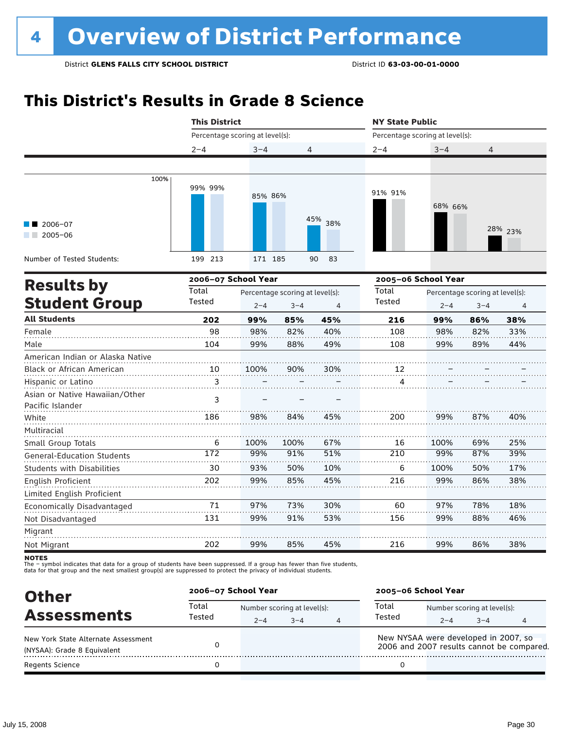# 4 Overview of District Performance

District **GLENS FALLS CITY SCHOOL DISTRICT** District ID **63-03-00-01-0000**

## This District's Results in Grade 8 Science

| | This District 2–4 | | This District 3–4 | | This District 4 | | NY State Public 2–4 | | NY State Public 3–4 | | NY State Public 4 | |
|---|---|---|---|---|---|---|---|---|---|---|---|---|
| | 2006–07 | 2005–06 | 2006–07 | 2005–06 | 2006–07 | 2005–06 | 2006–07 | 2005–06 | 2006–07 | 2005–06 | 2006–07 | 2005–06 |
| Percentage scoring at level(s) | 99% | 99% | 85% | 86% | 45% | 38% | 91% | 91% | 68% | 66% | 28% | 23% |
| Number of Tested Students: | 199 | 213 | 171 | 185 | 90 | 83 | | | | | | |

## Results by Student Group

| | 2006–07 School Year Total Tested | Percentage scoring at level(s): 2–4 | 3–4 | 4 | 2005–06 School Year Total Tested | Percentage scoring at level(s): 2–4 | 3–4 | 4 |
|---|---|---|---|---|---|---|---|---|
| **All Students** | **202** | **99%** | **85%** | **45%** | **216** | **99%** | **86%** | **38%** |
| Female | 98 | 98% | 82% | 40% | 108 | 98% | 82% | 33% |
| Male | 104 | 99% | 88% | 49% | 108 | 99% | 89% | 44% |
| American Indian or Alaska Native | | | | | | | | |
| Black or African American | 10 | 100% | 90% | 30% | 12 | – | – | – |
| Hispanic or Latino | 3 | – | – | – | 4 | – | – | – |
| Asian or Native Hawaiian/Other Pacific Islander | 3 | – | – | – | | | | |
| White | 186 | 98% | 84% | 45% | 200 | 99% | 87% | 40% |
| Multiracial | | | | | | | | |
| Small Group Totals | 6 | 100% | 100% | 67% | 16 | 100% | 69% | 25% |
| General-Education Students | 172 | 99% | 91% | 51% | 210 | 99% | 87% | 39% |
| Students with Disabilities | 30 | 93% | 50% | 10% | 6 | 100% | 50% | 17% |
| English Proficient | 202 | 99% | 85% | 45% | 216 | 99% | 86% | 38% |
| Limited English Proficient | | | | | | | | |
| Economically Disadvantaged | 71 | 97% | 73% | 30% | 60 | 97% | 78% | 18% |
| Not Disadvantaged | 131 | 99% | 91% | 53% | 156 | 99% | 88% | 46% |
| Migrant | | | | | | | | |
| Not Migrant | 202 | 99% | 85% | 45% | 216 | 99% | 86% | 38% |

**NOTES**
The – symbol indicates that data for a group of students have been suppressed. If a group has fewer than five students, data for that group and the next smallest group(s) are suppressed to protect the privacy of individual students.

## Other Assessments

| | 2006–07 School Year Total Tested | Number scoring at level(s): 2–4 | 3–4 | 4 | 2005–06 School Year Total Tested | Number scoring at level(s): 2–4 | 3–4 | 4 |
|---|---|---|---|---|---|---|---|---|
| New York State Alternate Assessment (NYSAA): Grade 8 Equivalent | 0 | | | | New NYSAA were developed in 2007, so 2006 and 2007 results cannot be compared. | | | |
| Regents Science | 0 | | | | 0 | | | |

July 15, 2008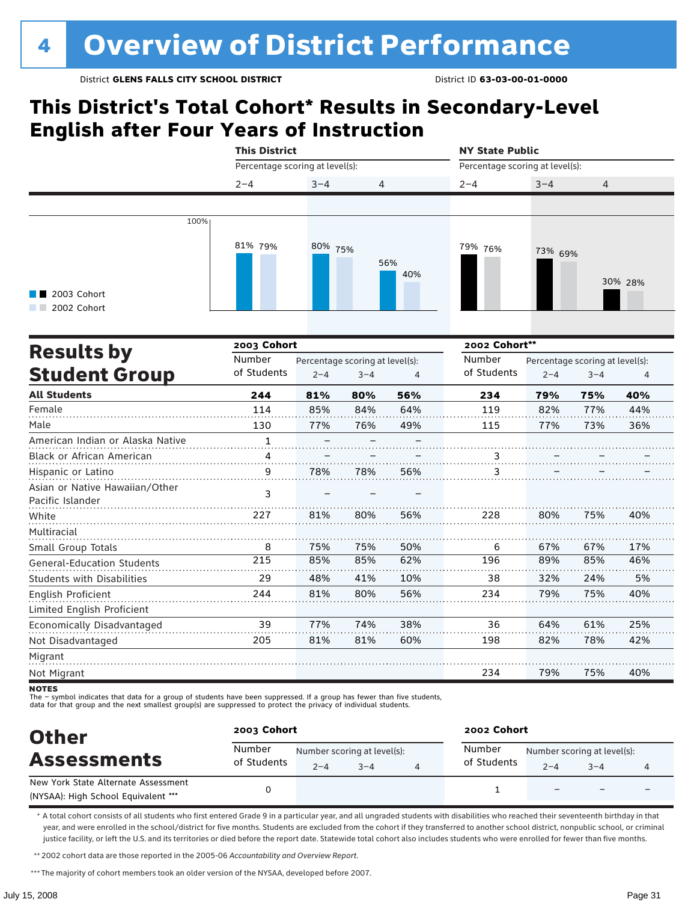# 4 Overview of District Performance

District **GLENS FALLS CITY SCHOOL DISTRICT** District ID **63-03-00-01-0000**

## This District's Total Cohort* Results in Secondary-Level English after Four Years of Instruction

| | This District 2–4 | This District 3–4 | This District 4 | NY State Public 2–4 | NY State Public 3–4 | NY State Public 4 |
|---|---|---|---|---|---|---|
| 2003 Cohort | 81% | 80% | 56% | 79% | 73% | 30% |
| 2002 Cohort | 79% | 75% | 40% | 76% | 69% | 28% |

Percentage scoring at level(s).

## Results by Student Group

| | 2003 Cohort | | | | 2002 Cohort** | | | |
|---|---|---|---|---|---|---|---|---|
| | Number of Students | Percentage scoring at level(s): 2–4 | 3–4 | 4 | Number of Students | Percentage scoring at level(s): 2–4 | 3–4 | 4 |
| **All Students** | **244** | **81%** | **80%** | **56%** | **234** | **79%** | **75%** | **40%** |
| Female | 114 | 85% | 84% | 64% | 119 | 82% | 77% | 44% |
| Male | 130 | 77% | 76% | 49% | 115 | 77% | 73% | 36% |
| American Indian or Alaska Native | 1 | – | – | – | | | | |
| Black or African American | 4 | – | – | – | 3 | – | – | – |
| Hispanic or Latino | 9 | 78% | 78% | 56% | 3 | – | – | – |
| Asian or Native Hawaiian/Other Pacific Islander | 3 | – | – | – | | | | |
| White | 227 | 81% | 80% | 56% | 228 | 80% | 75% | 40% |
| Multiracial | | | | | | | | |
| Small Group Totals | 8 | 75% | 75% | 50% | 6 | 67% | 67% | 17% |
| General-Education Students | 215 | 85% | 85% | 62% | 196 | 89% | 85% | 46% |
| Students with Disabilities | 29 | 48% | 41% | 10% | 38 | 32% | 24% | 5% |
| English Proficient | 244 | 81% | 80% | 56% | 234 | 79% | 75% | 40% |
| Limited English Proficient | | | | | | | | |
| Economically Disadvantaged | 39 | 77% | 74% | 38% | 36 | 64% | 61% | 25% |
| Not Disadvantaged | 205 | 81% | 81% | 60% | 198 | 82% | 78% | 42% |
| Migrant | | | | | | | | |
| Not Migrant | | | | | 234 | 79% | 75% | 40% |

**NOTES**
The – symbol indicates that data for a group of students have been suppressed. If a group has fewer than five students, data for that group and the next smallest group(s) are suppressed to protect the privacy of individual students.

## Other Assessments

| | 2003 Cohort | | | | 2002 Cohort | | | |
|---|---|---|---|---|---|---|---|---|
| | Number of Students | Number scoring at level(s): 2–4 | 3–4 | 4 | Number of Students | Number scoring at level(s): 2–4 | 3–4 | 4 |
| New York State Alternate Assessment (NYSAA): High School Equivalent *** | 0 | | | | 1 | – | – | – |

\* A total cohort consists of all students who first entered Grade 9 in a particular year, and all ungraded students with disabilities who reached their seventeenth birthday in that year, and were enrolled in the school/district for five months. Students are excluded from the cohort if they transferred to another school district, nonpublic school, or criminal justice facility, or the U.S. and its territories or died before the report date. Statewide total cohort also includes students who were enrolled for fewer than five months.

\*\* 2002 cohort data are those reported in the 2005-06 *Accountability and Overview Report*.

\*\*\* The majority of cohort members took an older version of the NYSAA, developed before 2007.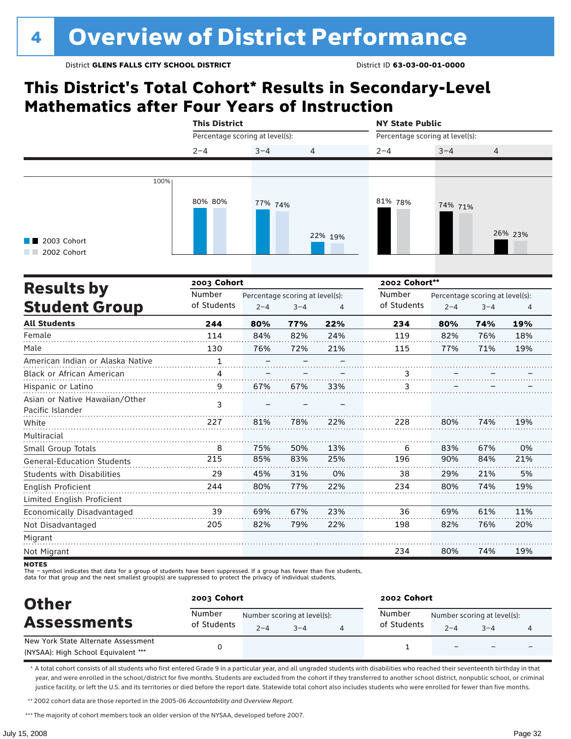# 4 Overview of District Performance

District **GLENS FALLS CITY SCHOOL DISTRICT** District ID **63-03-00-01-0000**

## This District's Total Cohort* Results in Secondary-Level Mathematics after Four Years of Instruction

This District
Percentage scoring at level(s):
2–4 3–4 4

NY State Public
Percentage scoring at level(s):
2–4 3–4 4

100%

80% 80% 77% 74% 22% 19%

81% 78% 74% 71% 26% 23%

2003 Cohort
2002 Cohort

## Results by Student Group

| | 2003 Cohort | | | | 2002 Cohort** | | | |
|---|---|---|---|---|---|---|---|---|
| | Number of Students | Percentage scoring at level(s): 2–4 | 3–4 | 4 | Number of Students | Percentage scoring at level(s): 2–4 | 3–4 | 4 |
| **All Students** | **244** | **80%** | **77%** | **22%** | **234** | **80%** | **74%** | **19%** |
| Female | 114 | 84% | 82% | 24% | 119 | 82% | 76% | 18% |
| Male | 130 | 76% | 72% | 21% | 115 | 77% | 71% | 19% |
| American Indian or Alaska Native | 1 | – | – | – | | | | |
| Black or African American | 4 | – | – | – | 3 | – | – | – |
| Hispanic or Latino | 9 | 67% | 67% | 33% | 3 | – | – | – |
| Asian or Native Hawaiian/Other Pacific Islander | 3 | – | – | – | | | | |
| White | 227 | 81% | 78% | 22% | 228 | 80% | 74% | 19% |
| Multiracial | | | | | | | | |
| Small Group Totals | 8 | 75% | 50% | 13% | 6 | 83% | 67% | 0% |
| General-Education Students | 215 | 85% | 83% | 25% | 196 | 90% | 84% | 21% |
| Students with Disabilities | 29 | 45% | 31% | 0% | 38 | 29% | 21% | 5% |
| English Proficient | 244 | 80% | 77% | 22% | 234 | 80% | 74% | 19% |
| Limited English Proficient | | | | | | | | |
| Economically Disadvantaged | 39 | 69% | 67% | 23% | 36 | 69% | 61% | 11% |
| Not Disadvantaged | 205 | 82% | 79% | 22% | 198 | 82% | 76% | 20% |
| Migrant | | | | | | | | |
| Not Migrant | | | | | 234 | 80% | 74% | 19% |

**NOTES**
The – symbol indicates that data for a group of students have been suppressed. If a group has fewer than five students, data for that group and the next smallest group(s) are suppressed to protect the privacy of individual students.

## Other Assessments

| | 2003 Cohort | | | | 2002 Cohort | | | |
|---|---|---|---|---|---|---|---|---|
| | Number of Students | Number scoring at level(s): 2–4 | 3–4 | 4 | Number of Students | Number scoring at level(s): 2–4 | 3–4 | 4 |
| New York State Alternate Assessment (NYSAA): High School Equivalent *** | 0 | | | | 1 | – | – | – |

\* A total cohort consists of all students who first entered Grade 9 in a particular year, and all ungraded students with disabilities who reached their seventeenth birthday in that year, and were enrolled in the school/district for five months. Students are excluded from the cohort if they transferred to another school district, nonpublic school, or criminal justice facility, or left the U.S. and its territories or died before the report date. Statewide total cohort also includes students who were enrolled for fewer than five months.

** 2002 cohort data are those reported in the 2005-06 *Accountability and Overview Report*.

*** The majority of cohort members took an older version of the NYSAA, developed before 2007.

July 15, 2008